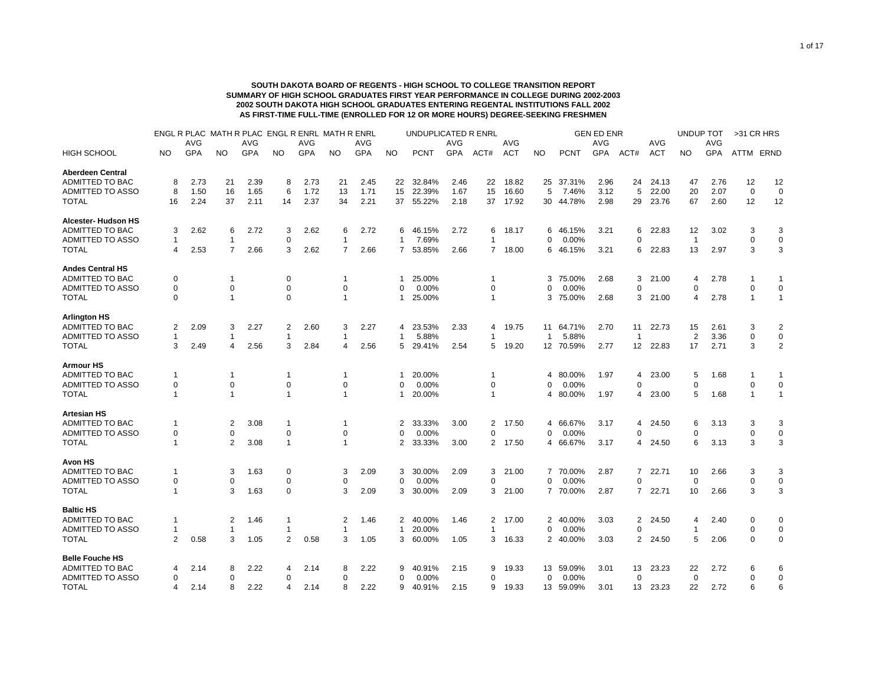**SOUTH DAKOTA BOARD OF REGENTS - HIGH SCHOOL TO COLLEGE TRANSITION REPORT**
**SUMMARY OF HIGH SCHOOL GRADUATES FIRST YEAR PERFORMANCE IN COLLEGE DURING 2002-2003**
**2002 SOUTH DAKOTA HIGH SCHOOL GRADUATES ENTERING REGENTAL INSTITUTIONS FALL 2002**
**AS FIRST-TIME FULL-TIME (ENROLLED FOR 12 OR MORE HOURS) DEGREE-SEEKING FRESHMEN**

| | ENGL R PLAC | | MATH R PLAC | | ENGL R ENRL | | MATH R ENRL | | UNDUPLICATED R ENRL | | | | | GEN ED ENR | | | | | UNDUP TOT | | >31 CR HRS | |
|---|---|---|---|---|---|---|---|---|---|---|---|---|---|---|---|---|---|---|---|---|---|---|
| HIGH SCHOOL | NO | AVG GPA | NO | AVG GPA | NO | AVG GPA | NO | AVG GPA | NO | PCNT | AVG GPA | ACT# | AVG ACT | NO | PCNT | AVG GPA | ACT# | AVG ACT | NO | AVG GPA | ATTM | ERND |
| **Aberdeen Central** | | | | | | | | | | | | | | | | | | | | | | |
| ADMITTED TO BAC | 8 | 2.73 | 21 | 2.39 | 8 | 2.73 | 21 | 2.45 | 22 | 32.84% | 2.46 | 22 | 18.82 | 25 | 37.31% | 2.96 | 24 | 24.13 | 47 | 2.76 | 12 | 12 |
| ADMITTED TO ASSO | 8 | 1.50 | 16 | 1.65 | 6 | 1.72 | 13 | 1.71 | 15 | 22.39% | 1.67 | 15 | 16.60 | 5 | 7.46% | 3.12 | 5 | 22.00 | 20 | 2.07 | 0 | 0 |
| TOTAL | 16 | 2.24 | 37 | 2.11 | 14 | 2.37 | 34 | 2.21 | 37 | 55.22% | 2.18 | 37 | 17.92 | 30 | 44.78% | 2.98 | 29 | 23.76 | 67 | 2.60 | 12 | 12 |
| **Alcester- Hudson HS** | | | | | | | | | | | | | | | | | | | | | | |
| ADMITTED TO BAC | 3 | 2.62 | 6 | 2.72 | 3 | 2.62 | 6 | 2.72 | 6 | 46.15% | 2.72 | 6 | 18.17 | 6 | 46.15% | 3.21 | 6 | 22.83 | 12 | 3.02 | 3 | 3 |
| ADMITTED TO ASSO | 1 | | 1 | | 0 | | 1 | | 1 | 7.69% | | 1 | | 0 | 0.00% | | 0 | | 1 | | 0 | 0 |
| TOTAL | 4 | 2.53 | 7 | 2.66 | 3 | 2.62 | 7 | 2.66 | 7 | 53.85% | 2.66 | 7 | 18.00 | 6 | 46.15% | 3.21 | 6 | 22.83 | 13 | 2.97 | 3 | 3 |
| **Andes Central HS** | | | | | | | | | | | | | | | | | | | | | | |
| ADMITTED TO BAC | 0 | | 1 | | 0 | | 1 | | 1 | 25.00% | | 1 | | 3 | 75.00% | 2.68 | 3 | 21.00 | 4 | 2.78 | 1 | 1 |
| ADMITTED TO ASSO | 0 | | 0 | | 0 | | 0 | | 0 | 0.00% | | 0 | | 0 | 0.00% | | 0 | | 0 | | 0 | 0 |
| TOTAL | 0 | | 1 | | 0 | | 1 | | 1 | 25.00% | | 1 | | 3 | 75.00% | 2.68 | 3 | 21.00 | 4 | 2.78 | 1 | 1 |
| **Arlington HS** | | | | | | | | | | | | | | | | | | | | | | |
| ADMITTED TO BAC | 2 | 2.09 | 3 | 2.27 | 2 | 2.60 | 3 | 2.27 | 4 | 23.53% | 2.33 | 4 | 19.75 | 11 | 64.71% | 2.70 | 11 | 22.73 | 15 | 2.61 | 3 | 2 |
| ADMITTED TO ASSO | 1 | | 1 | | 1 | | 1 | | 1 | 5.88% | | 1 | | 1 | 5.88% | | 1 | | 2 | 3.36 | 0 | 0 |
| TOTAL | 3 | 2.49 | 4 | 2.56 | 3 | 2.84 | 4 | 2.56 | 5 | 29.41% | 2.54 | 5 | 19.20 | 12 | 70.59% | 2.77 | 12 | 22.83 | 17 | 2.71 | 3 | 2 |
| **Armour HS** | | | | | | | | | | | | | | | | | | | | | | |
| ADMITTED TO BAC | 1 | | 1 | | 1 | | 1 | | 1 | 20.00% | | 1 | | 4 | 80.00% | 1.97 | 4 | 23.00 | 5 | 1.68 | 1 | 1 |
| ADMITTED TO ASSO | 0 | | 0 | | 0 | | 0 | | 0 | 0.00% | | 0 | | 0 | 0.00% | | 0 | | 0 | | 0 | 0 |
| TOTAL | 1 | | 1 | | 1 | | 1 | | 1 | 20.00% | | 1 | | 4 | 80.00% | 1.97 | 4 | 23.00 | 5 | 1.68 | 1 | 1 |
| **Artesian HS** | | | | | | | | | | | | | | | | | | | | | | |
| ADMITTED TO BAC | 1 | | 2 | 3.08 | 1 | | 1 | | 2 | 33.33% | 3.00 | 2 | 17.50 | 4 | 66.67% | 3.17 | 4 | 24.50 | 6 | 3.13 | 3 | 3 |
| ADMITTED TO ASSO | 0 | | 0 | | 0 | | 0 | | 0 | 0.00% | | 0 | | 0 | 0.00% | | 0 | | 0 | | 0 | 0 |
| TOTAL | 1 | | 2 | 3.08 | 1 | | 1 | | 2 | 33.33% | 3.00 | 2 | 17.50 | 4 | 66.67% | 3.17 | 4 | 24.50 | 6 | 3.13 | 3 | 3 |
| **Avon HS** | | | | | | | | | | | | | | | | | | | | | | |
| ADMITTED TO BAC | 1 | | 3 | 1.63 | 0 | | 3 | 2.09 | 3 | 30.00% | 2.09 | 3 | 21.00 | 7 | 70.00% | 2.87 | 7 | 22.71 | 10 | 2.66 | 3 | 3 |
| ADMITTED TO ASSO | 0 | | 0 | | 0 | | 0 | | 0 | 0.00% | | 0 | | 0 | 0.00% | | 0 | | 0 | | 0 | 0 |
| TOTAL | 1 | | 3 | 1.63 | 0 | | 3 | 2.09 | 3 | 30.00% | 2.09 | 3 | 21.00 | 7 | 70.00% | 2.87 | 7 | 22.71 | 10 | 2.66 | 3 | 3 |
| **Baltic HS** | | | | | | | | | | | | | | | | | | | | | | |
| ADMITTED TO BAC | 1 | | 2 | 1.46 | 1 | | 2 | 1.46 | 2 | 40.00% | 1.46 | 2 | 17.00 | 2 | 40.00% | 3.03 | 2 | 24.50 | 4 | 2.40 | 0 | 0 |
| ADMITTED TO ASSO | 1 | | 1 | | 1 | | 1 | | 1 | 20.00% | | 1 | | 0 | 0.00% | | 0 | | 1 | | 0 | 0 |
| TOTAL | 2 | 0.58 | 3 | 1.05 | 2 | 0.58 | 3 | 1.05 | 3 | 60.00% | 1.05 | 3 | 16.33 | 2 | 40.00% | 3.03 | 2 | 24.50 | 5 | 2.06 | 0 | 0 |
| **Belle Fouche HS** | | | | | | | | | | | | | | | | | | | | | | |
| ADMITTED TO BAC | 4 | 2.14 | 8 | 2.22 | 4 | 2.14 | 8 | 2.22 | 9 | 40.91% | 2.15 | 9 | 19.33 | 13 | 59.09% | 3.01 | 13 | 23.23 | 22 | 2.72 | 6 | 6 |
| ADMITTED TO ASSO | 0 | | 0 | | 0 | | 0 | | 0 | 0.00% | | 0 | | 0 | 0.00% | | 0 | | 0 | | 0 | 0 |
| TOTAL | 4 | 2.14 | 8 | 2.22 | 4 | 2.14 | 8 | 2.22 | 9 | 40.91% | 2.15 | 9 | 19.33 | 13 | 59.09% | 3.01 | 13 | 23.23 | 22 | 2.72 | 6 | 6 |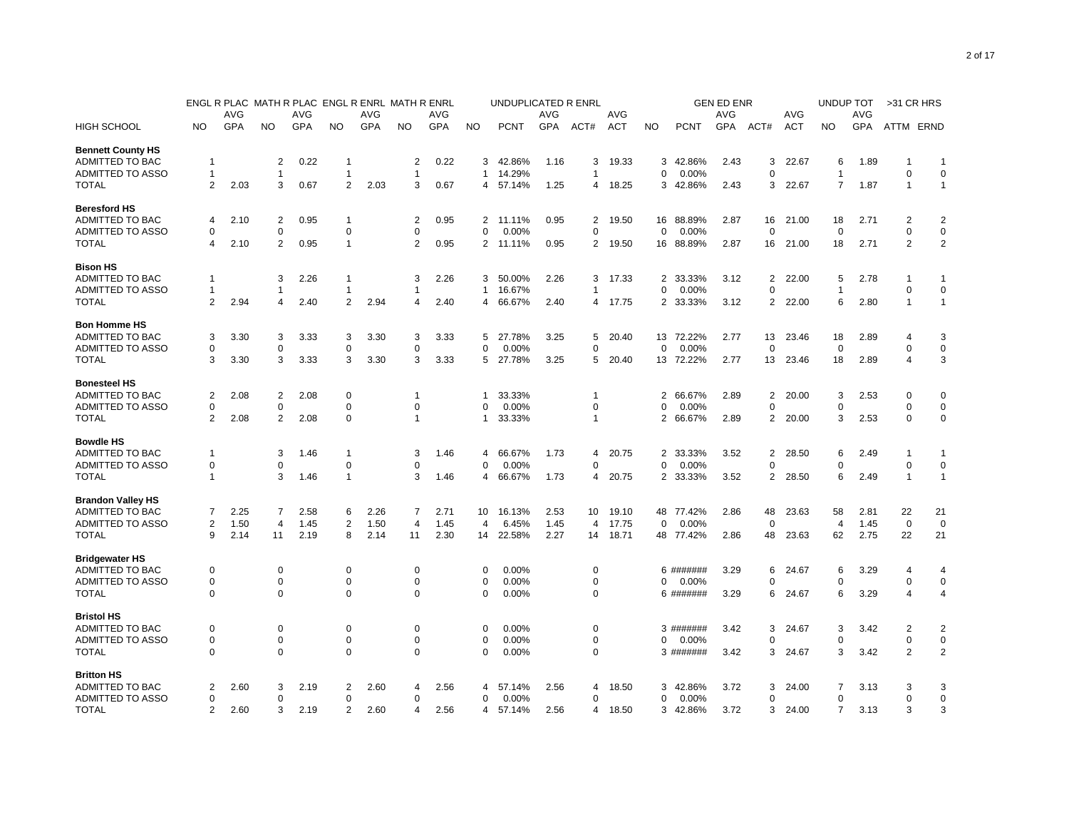| HIGH SCHOOL | ENGL R PLAC NO | ENGL R PLAC AVG GPA | MATH R PLAC NO | MATH R PLAC AVG GPA | ENGL R ENRL NO | ENGL R ENRL AVG GPA | MATH R ENRL NO | MATH R ENRL AVG GPA | UNDUPLICATED R ENRL NO | UNDUPLICATED R ENRL PCNT | UNDUPLICATED R ENRL AVG GPA | UNDUPLICATED R ENRL ACT# | UNDUPLICATED R ENRL AVG ACT | GEN ED ENR NO | GEN ED ENR PCNT | GEN ED ENR AVG GPA | GEN ED ENR ACT# | GEN ED ENR AVG ACT | UNDUP TOT NO | UNDUP TOT AVG GPA | >31 CR HRS ATTM | >31 CR HRS ERND |
|---|---|---|---|---|---|---|---|---|---|---|---|---|---|---|---|---|---|---|---|---|---|---|
| **Bennett County HS** | | | | | | | | | | | | | | | | | | | | | | |
| ADMITTED TO BAC | 1 | | 2 | 0.22 | 1 | | 2 | 0.22 | 3 | 42.86% | 1.16 | 3 | 19.33 | 3 | 42.86% | 2.43 | 3 | 22.67 | 6 | 1.89 | 1 | 1 |
| ADMITTED TO ASSO | 1 | | 1 | | 1 | | 1 | | 1 | 14.29% | | 1 | | 0 | 0.00% | | 0 | | 1 | | 0 | 0 |
| TOTAL | 2 | 2.03 | 3 | 0.67 | 2 | 2.03 | 3 | 0.67 | 4 | 57.14% | 1.25 | 4 | 18.25 | 3 | 42.86% | 2.43 | 3 | 22.67 | 7 | 1.87 | 1 | 1 |
| **Beresford HS** | | | | | | | | | | | | | | | | | | | | | | |
| ADMITTED TO BAC | 4 | 2.10 | 2 | 0.95 | 1 | | 2 | 0.95 | 2 | 11.11% | 0.95 | 2 | 19.50 | 16 | 88.89% | 2.87 | 16 | 21.00 | 18 | 2.71 | 2 | 2 |
| ADMITTED TO ASSO | 0 | | 0 | | 0 | | 0 | | 0 | 0.00% | | 0 | | 0 | 0.00% | | 0 | | 0 | | 0 | 0 |
| TOTAL | 4 | 2.10 | 2 | 0.95 | 1 | | 2 | 0.95 | 2 | 11.11% | 0.95 | 2 | 19.50 | 16 | 88.89% | 2.87 | 16 | 21.00 | 18 | 2.71 | 2 | 2 |
| **Bison HS** | | | | | | | | | | | | | | | | | | | | | | |
| ADMITTED TO BAC | 1 | | 3 | 2.26 | 1 | | 3 | 2.26 | 3 | 50.00% | 2.26 | 3 | 17.33 | 2 | 33.33% | 3.12 | 2 | 22.00 | 5 | 2.78 | 1 | 1 |
| ADMITTED TO ASSO | 1 | | 1 | | 1 | | 1 | | 1 | 16.67% | | 1 | | 0 | 0.00% | | 0 | | 1 | | 0 | 0 |
| TOTAL | 2 | 2.94 | 4 | 2.40 | 2 | 2.94 | 4 | 2.40 | 4 | 66.67% | 2.40 | 4 | 17.75 | 2 | 33.33% | 3.12 | 2 | 22.00 | 6 | 2.80 | 1 | 1 |
| **Bon Homme HS** | | | | | | | | | | | | | | | | | | | | | | |
| ADMITTED TO BAC | 3 | 3.30 | 3 | 3.33 | 3 | 3.30 | 3 | 3.33 | 5 | 27.78% | 3.25 | 5 | 20.40 | 13 | 72.22% | 2.77 | 13 | 23.46 | 18 | 2.89 | 4 | 3 |
| ADMITTED TO ASSO | 0 | | 0 | | 0 | | 0 | | 0 | 0.00% | | 0 | | 0 | 0.00% | | 0 | | 0 | | 0 | 0 |
| TOTAL | 3 | 3.30 | 3 | 3.33 | 3 | 3.30 | 3 | 3.33 | 5 | 27.78% | 3.25 | 5 | 20.40 | 13 | 72.22% | 2.77 | 13 | 23.46 | 18 | 2.89 | 4 | 3 |
| **Bonesteel HS** | | | | | | | | | | | | | | | | | | | | | | |
| ADMITTED TO BAC | 2 | 2.08 | 2 | 2.08 | 0 | | 1 | | 1 | 33.33% | | 1 | | 2 | 66.67% | 2.89 | 2 | 20.00 | 3 | 2.53 | 0 | 0 |
| ADMITTED TO ASSO | 0 | | 0 | | 0 | | 0 | | 0 | 0.00% | | 0 | | 0 | 0.00% | | 0 | | 0 | | 0 | 0 |
| TOTAL | 2 | 2.08 | 2 | 2.08 | 0 | | 1 | | 1 | 33.33% | | 1 | | 2 | 66.67% | 2.89 | 2 | 20.00 | 3 | 2.53 | 0 | 0 |
| **Bowdle HS** | | | | | | | | | | | | | | | | | | | | | | |
| ADMITTED TO BAC | 1 | | 3 | 1.46 | 1 | | 3 | 1.46 | 4 | 66.67% | 1.73 | 4 | 20.75 | 2 | 33.33% | 3.52 | 2 | 28.50 | 6 | 2.49 | 1 | 1 |
| ADMITTED TO ASSO | 0 | | 0 | | 0 | | 0 | | 0 | 0.00% | | 0 | | 0 | 0.00% | | 0 | | 0 | | 0 | 0 |
| TOTAL | 1 | | 3 | 1.46 | 1 | | 3 | 1.46 | 4 | 66.67% | 1.73 | 4 | 20.75 | 2 | 33.33% | 3.52 | 2 | 28.50 | 6 | 2.49 | 1 | 1 |
| **Brandon Valley HS** | | | | | | | | | | | | | | | | | | | | | | |
| ADMITTED TO BAC | 7 | 2.25 | 7 | 2.58 | 6 | 2.26 | 7 | 2.71 | 10 | 16.13% | 2.53 | 10 | 19.10 | 48 | 77.42% | 2.86 | 48 | 23.63 | 58 | 2.81 | 22 | 21 |
| ADMITTED TO ASSO | 2 | 1.50 | 4 | 1.45 | 2 | 1.50 | 4 | 1.45 | 4 | 6.45% | 1.45 | 4 | 17.75 | 0 | 0.00% | | 0 | | 4 | 1.45 | 0 | 0 |
| TOTAL | 9 | 2.14 | 11 | 2.19 | 8 | 2.14 | 11 | 2.30 | 14 | 22.58% | 2.27 | 14 | 18.71 | 48 | 77.42% | 2.86 | 48 | 23.63 | 62 | 2.75 | 22 | 21 |
| **Bridgewater HS** | | | | | | | | | | | | | | | | | | | | | | |
| ADMITTED TO BAC | 0 | | 0 | | 0 | | 0 | | 0 | 0.00% | | 0 | | 6 | ####### | 3.29 | 6 | 24.67 | 6 | 3.29 | 4 | 4 |
| ADMITTED TO ASSO | 0 | | 0 | | 0 | | 0 | | 0 | 0.00% | | 0 | | 0 | 0.00% | | 0 | | 0 | | 0 | 0 |
| TOTAL | 0 | | 0 | | 0 | | 0 | | 0 | 0.00% | | 0 | | 6 | ####### | 3.29 | 6 | 24.67 | 6 | 3.29 | 4 | 4 |
| **Bristol HS** | | | | | | | | | | | | | | | | | | | | | | |
| ADMITTED TO BAC | 0 | | 0 | | 0 | | 0 | | 0 | 0.00% | | 0 | | 3 | ####### | 3.42 | 3 | 24.67 | 3 | 3.42 | 2 | 2 |
| ADMITTED TO ASSO | 0 | | 0 | | 0 | | 0 | | 0 | 0.00% | | 0 | | 0 | 0.00% | | 0 | | 0 | | 0 | 0 |
| TOTAL | 0 | | 0 | | 0 | | 0 | | 0 | 0.00% | | 0 | | 3 | ####### | 3.42 | 3 | 24.67 | 3 | 3.42 | 2 | 2 |
| **Britton HS** | | | | | | | | | | | | | | | | | | | | | | |
| ADMITTED TO BAC | 2 | 2.60 | 3 | 2.19 | 2 | 2.60 | 4 | 2.56 | 4 | 57.14% | 2.56 | 4 | 18.50 | 3 | 42.86% | 3.72 | 3 | 24.00 | 7 | 3.13 | 3 | 3 |
| ADMITTED TO ASSO | 0 | | 0 | | 0 | | 0 | | 0 | 0.00% | | 0 | | 0 | 0.00% | | 0 | | 0 | | 0 | 0 |
| TOTAL | 2 | 2.60 | 3 | 2.19 | 2 | 2.60 | 4 | 2.56 | 4 | 57.14% | 2.56 | 4 | 18.50 | 3 | 42.86% | 3.72 | 3 | 24.00 | 7 | 3.13 | 3 | 3 |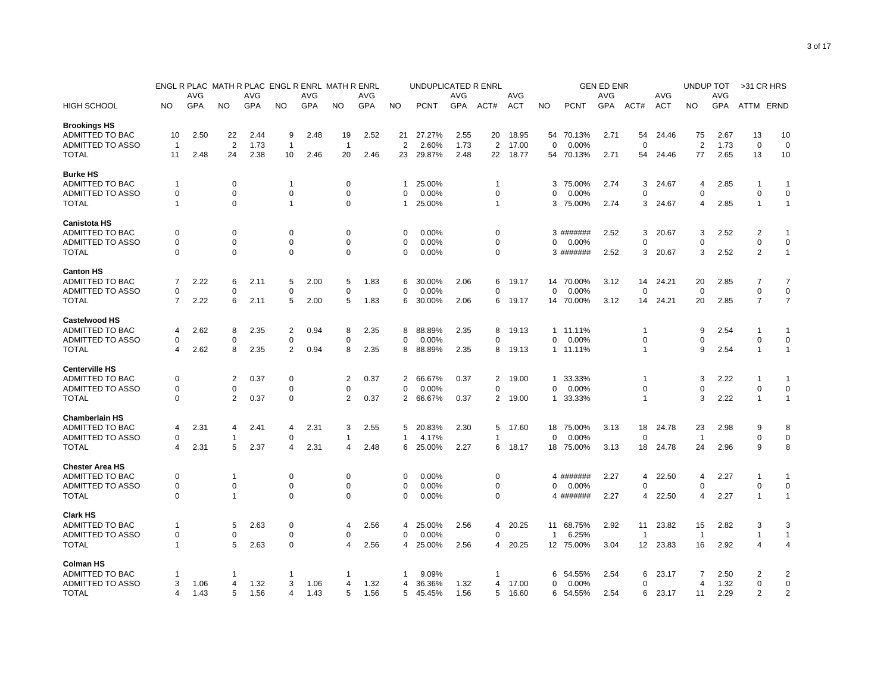| HIGH SCHOOL | ENGL R PLAC NO | ENGL R PLAC AVG GPA | MATH R PLAC NO | MATH R PLAC AVG GPA | ENGL R ENRL NO | ENGL R ENRL AVG GPA | MATH R ENRL NO | MATH R ENRL AVG GPA | UNDUPLICATED R ENRL NO | UNDUPLICATED R ENRL PCNT | UNDUPLICATED R ENRL AVG GPA | UNDUPLICATED R ENRL ACT# | UNDUPLICATED R ENRL AVG ACT | GEN ED ENR NO | GEN ED ENR PCNT | GEN ED ENR AVG GPA | GEN ED ENR ACT# | GEN ED ENR AVG ACT | UNDUP TOT NO | UNDUP TOT AVG GPA | >31 CR HRS ATTM | >31 CR HRS ERND |
|---|---|---|---|---|---|---|---|---|---|---|---|---|---|---|---|---|---|---|---|---|---|---|
| **Brookings HS** | | | | | | | | | | | | | | | | | | | | | | |
| ADMITTED TO BAC | 10 | 2.50 | 22 | 2.44 | 9 | 2.48 | 19 | 2.52 | 21 | 27.27% | 2.55 | 20 | 18.95 | 54 | 70.13% | 2.71 | 54 | 24.46 | 75 | 2.67 | 13 | 10 |
| ADMITTED TO ASSO | 1 | | 2 | 1.73 | 1 | | 1 | | 2 | 2.60% | 1.73 | 2 | 17.00 | 0 | 0.00% | | 0 | | 2 | 1.73 | 0 | 0 |
| TOTAL | 11 | 2.48 | 24 | 2.38 | 10 | 2.46 | 20 | 2.46 | 23 | 29.87% | 2.48 | 22 | 18.77 | 54 | 70.13% | 2.71 | 54 | 24.46 | 77 | 2.65 | 13 | 10 |
| **Burke HS** | | | | | | | | | | | | | | | | | | | | | | |
| ADMITTED TO BAC | 1 | | 0 | | 1 | | 0 | | 1 | 25.00% | | 1 | | 3 | 75.00% | 2.74 | 3 | 24.67 | 4 | 2.85 | 1 | 1 |
| ADMITTED TO ASSO | 0 | | 0 | | 0 | | 0 | | 0 | 0.00% | | 0 | | 0 | 0.00% | | 0 | | 0 | | 0 | 0 |
| TOTAL | 1 | | 0 | | 1 | | 0 | | 1 | 25.00% | | 1 | | 3 | 75.00% | 2.74 | 3 | 24.67 | 4 | 2.85 | 1 | 1 |
| **Canistota HS** | | | | | | | | | | | | | | | | | | | | | | |
| ADMITTED TO BAC | 0 | | 0 | | 0 | | 0 | | 0 | 0.00% | | 0 | | 3 | ####### | 2.52 | 3 | 20.67 | 3 | 2.52 | 2 | 1 |
| ADMITTED TO ASSO | 0 | | 0 | | 0 | | 0 | | 0 | 0.00% | | 0 | | 0 | 0.00% | | 0 | | 0 | | 0 | 0 |
| TOTAL | 0 | | 0 | | 0 | | 0 | | 0 | 0.00% | | 0 | | 3 | ####### | 2.52 | 3 | 20.67 | 3 | 2.52 | 2 | 1 |
| **Canton HS** | | | | | | | | | | | | | | | | | | | | | | |
| ADMITTED TO BAC | 7 | 2.22 | 6 | 2.11 | 5 | 2.00 | 5 | 1.83 | 6 | 30.00% | 2.06 | 6 | 19.17 | 14 | 70.00% | 3.12 | 14 | 24.21 | 20 | 2.85 | 7 | 7 |
| ADMITTED TO ASSO | 0 | | 0 | | 0 | | 0 | | 0 | 0.00% | | 0 | | 0 | 0.00% | | 0 | | 0 | | 0 | 0 |
| TOTAL | 7 | 2.22 | 6 | 2.11 | 5 | 2.00 | 5 | 1.83 | 6 | 30.00% | 2.06 | 6 | 19.17 | 14 | 70.00% | 3.12 | 14 | 24.21 | 20 | 2.85 | 7 | 7 |
| **Castelwood HS** | | | | | | | | | | | | | | | | | | | | | | |
| ADMITTED TO BAC | 4 | 2.62 | 8 | 2.35 | 2 | 0.94 | 8 | 2.35 | 8 | 88.89% | 2.35 | 8 | 19.13 | 1 | 11.11% | | 1 | | 9 | 2.54 | 1 | 1 |
| ADMITTED TO ASSO | 0 | | 0 | | 0 | | 0 | | 0 | 0.00% | | 0 | | 0 | 0.00% | | 0 | | 0 | | 0 | 0 |
| TOTAL | 4 | 2.62 | 8 | 2.35 | 2 | 0.94 | 8 | 2.35 | 8 | 88.89% | 2.35 | 8 | 19.13 | 1 | 11.11% | | 1 | | 9 | 2.54 | 1 | 1 |
| **Centerville HS** | | | | | | | | | | | | | | | | | | | | | | |
| ADMITTED TO BAC | 0 | | 2 | 0.37 | 0 | | 2 | 0.37 | 2 | 66.67% | 0.37 | 2 | 19.00 | 1 | 33.33% | | 1 | | 3 | 2.22 | 1 | 1 |
| ADMITTED TO ASSO | 0 | | 0 | | 0 | | 0 | | 0 | 0.00% | | 0 | | 0 | 0.00% | | 0 | | 0 | | 0 | 0 |
| TOTAL | 0 | | 2 | 0.37 | 0 | | 2 | 0.37 | 2 | 66.67% | 0.37 | 2 | 19.00 | 1 | 33.33% | | 1 | | 3 | 2.22 | 1 | 1 |
| **Chamberlain HS** | | | | | | | | | | | | | | | | | | | | | | |
| ADMITTED TO BAC | 4 | 2.31 | 4 | 2.41 | 4 | 2.31 | 3 | 2.55 | 5 | 20.83% | 2.30 | 5 | 17.60 | 18 | 75.00% | 3.13 | 18 | 24.78 | 23 | 2.98 | 9 | 8 |
| ADMITTED TO ASSO | 0 | | 1 | | 0 | | 1 | | 1 | 4.17% | | 1 | | 0 | 0.00% | | 0 | | 1 | | 0 | 0 |
| TOTAL | 4 | 2.31 | 5 | 2.37 | 4 | 2.31 | 4 | 2.48 | 6 | 25.00% | 2.27 | 6 | 18.17 | 18 | 75.00% | 3.13 | 18 | 24.78 | 24 | 2.96 | 9 | 8 |
| **Chester Area HS** | | | | | | | | | | | | | | | | | | | | | | |
| ADMITTED TO BAC | 0 | | 1 | | 0 | | 0 | | 0 | 0.00% | | 0 | | 4 | ####### | 2.27 | 4 | 22.50 | 4 | 2.27 | 1 | 1 |
| ADMITTED TO ASSO | 0 | | 0 | | 0 | | 0 | | 0 | 0.00% | | 0 | | 0 | 0.00% | | 0 | | 0 | | 0 | 0 |
| TOTAL | 0 | | 1 | | 0 | | 0 | | 0 | 0.00% | | 0 | | 4 | ####### | 2.27 | 4 | 22.50 | 4 | 2.27 | 1 | 1 |
| **Clark HS** | | | | | | | | | | | | | | | | | | | | | | |
| ADMITTED TO BAC | 1 | | 5 | 2.63 | 0 | | 4 | 2.56 | 4 | 25.00% | 2.56 | 4 | 20.25 | 11 | 68.75% | 2.92 | 11 | 23.82 | 15 | 2.82 | 3 | 3 |
| ADMITTED TO ASSO | 0 | | 0 | | 0 | | 0 | | 0 | 0.00% | | 0 | | 1 | 6.25% | | 1 | | 1 | | 1 | 1 |
| TOTAL | 1 | | 5 | 2.63 | 0 | | 4 | 2.56 | 4 | 25.00% | 2.56 | 4 | 20.25 | 12 | 75.00% | 3.04 | 12 | 23.83 | 16 | 2.92 | 4 | 4 |
| **Colman HS** | | | | | | | | | | | | | | | | | | | | | | |
| ADMITTED TO BAC | 1 | | 1 | | 1 | | 1 | | 1 | 9.09% | | 1 | | 6 | 54.55% | 2.54 | 6 | 23.17 | 7 | 2.50 | 2 | 2 |
| ADMITTED TO ASSO | 3 | 1.06 | 4 | 1.32 | 3 | 1.06 | 4 | 1.32 | 4 | 36.36% | 1.32 | 4 | 17.00 | 0 | 0.00% | | 0 | | 4 | 1.32 | 0 | 0 |
| TOTAL | 4 | 1.43 | 5 | 1.56 | 4 | 1.43 | 5 | 1.56 | 5 | 45.45% | 1.56 | 5 | 16.60 | 6 | 54.55% | 2.54 | 6 | 23.17 | 11 | 2.29 | 2 | 2 |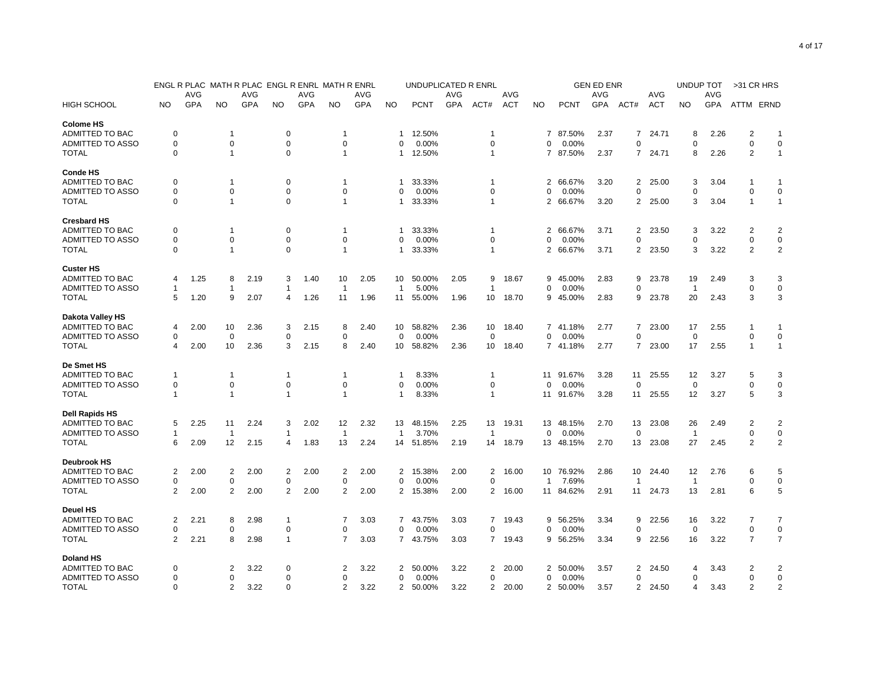| HIGH SCHOOL | ENGL R PLAC NO | ENGL R PLAC AVG GPA | MATH R PLAC NO | MATH R PLAC AVG GPA | ENGL R ENRL NO | ENGL R ENRL AVG GPA | MATH R ENRL NO | MATH R ENRL AVG GPA | UNDUPLICATED R ENRL NO | UNDUPLICATED R ENRL PCNT | UNDUPLICATED R ENRL AVG GPA | UNDUPLICATED R ENRL ACT# | UNDUPLICATED R ENRL AVG ACT | GEN ED ENR NO | GEN ED ENR PCNT | GEN ED ENR AVG GPA | GEN ED ENR ACT# | GEN ED ENR AVG ACT | UNDUP TOT NO | UNDUP TOT AVG GPA | >31 CR HRS ATTM | >31 CR HRS ERND |
|---|---|---|---|---|---|---|---|---|---|---|---|---|---|---|---|---|---|---|---|---|---|---|
| **Colome HS** | | | | | | | | | | | | | | | | | | | | | | |
| ADMITTED TO BAC | 0 | | 1 | | 0 | | 1 | | 1 | 12.50% | | 1 | | 7 | 87.50% | 2.37 | 7 | 24.71 | 8 | 2.26 | 2 | 1 |
| ADMITTED TO ASSO | 0 | | 0 | | 0 | | 0 | | 0 | 0.00% | | 0 | | 0 | 0.00% | | 0 | | 0 | | 0 | 0 |
| TOTAL | 0 | | 1 | | 0 | | 1 | | 1 | 12.50% | | 1 | | 7 | 87.50% | 2.37 | 7 | 24.71 | 8 | 2.26 | 2 | 1 |
| **Conde HS** | | | | | | | | | | | | | | | | | | | | | | |
| ADMITTED TO BAC | 0 | | 1 | | 0 | | 1 | | 1 | 33.33% | | 1 | | 2 | 66.67% | 3.20 | 2 | 25.00 | 3 | 3.04 | 1 | 1 |
| ADMITTED TO ASSO | 0 | | 0 | | 0 | | 0 | | 0 | 0.00% | | 0 | | 0 | 0.00% | | 0 | | 0 | | 0 | 0 |
| TOTAL | 0 | | 1 | | 0 | | 1 | | 1 | 33.33% | | 1 | | 2 | 66.67% | 3.20 | 2 | 25.00 | 3 | 3.04 | 1 | 1 |
| **Cresbard HS** | | | | | | | | | | | | | | | | | | | | | | |
| ADMITTED TO BAC | 0 | | 1 | | 0 | | 1 | | 1 | 33.33% | | 1 | | 2 | 66.67% | 3.71 | 2 | 23.50 | 3 | 3.22 | 2 | 2 |
| ADMITTED TO ASSO | 0 | | 0 | | 0 | | 0 | | 0 | 0.00% | | 0 | | 0 | 0.00% | | 0 | | 0 | | 0 | 0 |
| TOTAL | 0 | | 1 | | 0 | | 1 | | 1 | 33.33% | | 1 | | 2 | 66.67% | 3.71 | 2 | 23.50 | 3 | 3.22 | 2 | 2 |
| **Custer HS** | | | | | | | | | | | | | | | | | | | | | | |
| ADMITTED TO BAC | 4 | 1.25 | 8 | 2.19 | 3 | 1.40 | 10 | 2.05 | 10 | 50.00% | 2.05 | 9 | 18.67 | 9 | 45.00% | 2.83 | 9 | 23.78 | 19 | 2.49 | 3 | 3 |
| ADMITTED TO ASSO | 1 | | 1 | | 1 | | 1 | | 1 | 5.00% | | 1 | | 0 | 0.00% | | 0 | | 1 | | 0 | 0 |
| TOTAL | 5 | 1.20 | 9 | 2.07 | 4 | 1.26 | 11 | 1.96 | 11 | 55.00% | 1.96 | 10 | 18.70 | 9 | 45.00% | 2.83 | 9 | 23.78 | 20 | 2.43 | 3 | 3 |
| **Dakota Valley HS** | | | | | | | | | | | | | | | | | | | | | | |
| ADMITTED TO BAC | 4 | 2.00 | 10 | 2.36 | 3 | 2.15 | 8 | 2.40 | 10 | 58.82% | 2.36 | 10 | 18.40 | 7 | 41.18% | 2.77 | 7 | 23.00 | 17 | 2.55 | 1 | 1 |
| ADMITTED TO ASSO | 0 | | 0 | | 0 | | 0 | | 0 | 0.00% | | 0 | | 0 | 0.00% | | 0 | | 0 | | 0 | 0 |
| TOTAL | 4 | 2.00 | 10 | 2.36 | 3 | 2.15 | 8 | 2.40 | 10 | 58.82% | 2.36 | 10 | 18.40 | 7 | 41.18% | 2.77 | 7 | 23.00 | 17 | 2.55 | 1 | 1 |
| **De Smet HS** | | | | | | | | | | | | | | | | | | | | | | |
| ADMITTED TO BAC | 1 | | 1 | | 1 | | 1 | | 1 | 8.33% | | 1 | | 11 | 91.67% | 3.28 | 11 | 25.55 | 12 | 3.27 | 5 | 3 |
| ADMITTED TO ASSO | 0 | | 0 | | 0 | | 0 | | 0 | 0.00% | | 0 | | 0 | 0.00% | | 0 | | 0 | | 0 | 0 |
| TOTAL | 1 | | 1 | | 1 | | 1 | | 1 | 8.33% | | 1 | | 11 | 91.67% | 3.28 | 11 | 25.55 | 12 | 3.27 | 5 | 3 |
| **Dell Rapids HS** | | | | | | | | | | | | | | | | | | | | | | |
| ADMITTED TO BAC | 5 | 2.25 | 11 | 2.24 | 3 | 2.02 | 12 | 2.32 | 13 | 48.15% | 2.25 | 13 | 19.31 | 13 | 48.15% | 2.70 | 13 | 23.08 | 26 | 2.49 | 2 | 2 |
| ADMITTED TO ASSO | 1 | | 1 | | 1 | | 1 | | 1 | 3.70% | | 1 | | 0 | 0.00% | | 0 | | 1 | | 0 | 0 |
| TOTAL | 6 | 2.09 | 12 | 2.15 | 4 | 1.83 | 13 | 2.24 | 14 | 51.85% | 2.19 | 14 | 18.79 | 13 | 48.15% | 2.70 | 13 | 23.08 | 27 | 2.45 | 2 | 2 |
| **Deubrook HS** | | | | | | | | | | | | | | | | | | | | | | |
| ADMITTED TO BAC | 2 | 2.00 | 2 | 2.00 | 2 | 2.00 | 2 | 2.00 | 2 | 15.38% | 2.00 | 2 | 16.00 | 10 | 76.92% | 2.86 | 10 | 24.40 | 12 | 2.76 | 6 | 5 |
| ADMITTED TO ASSO | 0 | | 0 | | 0 | | 0 | | 0 | 0.00% | | 0 | | 1 | 7.69% | | 1 | | 1 | | 0 | 0 |
| TOTAL | 2 | 2.00 | 2 | 2.00 | 2 | 2.00 | 2 | 2.00 | 2 | 15.38% | 2.00 | 2 | 16.00 | 11 | 84.62% | 2.91 | 11 | 24.73 | 13 | 2.81 | 6 | 5 |
| **Deuel HS** | | | | | | | | | | | | | | | | | | | | | | |
| ADMITTED TO BAC | 2 | 2.21 | 8 | 2.98 | 1 | | 7 | 3.03 | 7 | 43.75% | 3.03 | 7 | 19.43 | 9 | 56.25% | 3.34 | 9 | 22.56 | 16 | 3.22 | 7 | 7 |
| ADMITTED TO ASSO | 0 | | 0 | | 0 | | 0 | | 0 | 0.00% | | 0 | | 0 | 0.00% | | 0 | | 0 | | 0 | 0 |
| TOTAL | 2 | 2.21 | 8 | 2.98 | 1 | | 7 | 3.03 | 7 | 43.75% | 3.03 | 7 | 19.43 | 9 | 56.25% | 3.34 | 9 | 22.56 | 16 | 3.22 | 7 | 7 |
| **Doland HS** | | | | | | | | | | | | | | | | | | | | | | |
| ADMITTED TO BAC | 0 | | 2 | 3.22 | 0 | | 2 | 3.22 | 2 | 50.00% | 3.22 | 2 | 20.00 | 2 | 50.00% | 3.57 | 2 | 24.50 | 4 | 3.43 | 2 | 2 |
| ADMITTED TO ASSO | 0 | | 0 | | 0 | | 0 | | 0 | 0.00% | | 0 | | 0 | 0.00% | | 0 | | 0 | | 0 | 0 |
| TOTAL | 0 | | 2 | 3.22 | 0 | | 2 | 3.22 | 2 | 50.00% | 3.22 | 2 | 20.00 | 2 | 50.00% | 3.57 | 2 | 24.50 | 4 | 3.43 | 2 | 2 |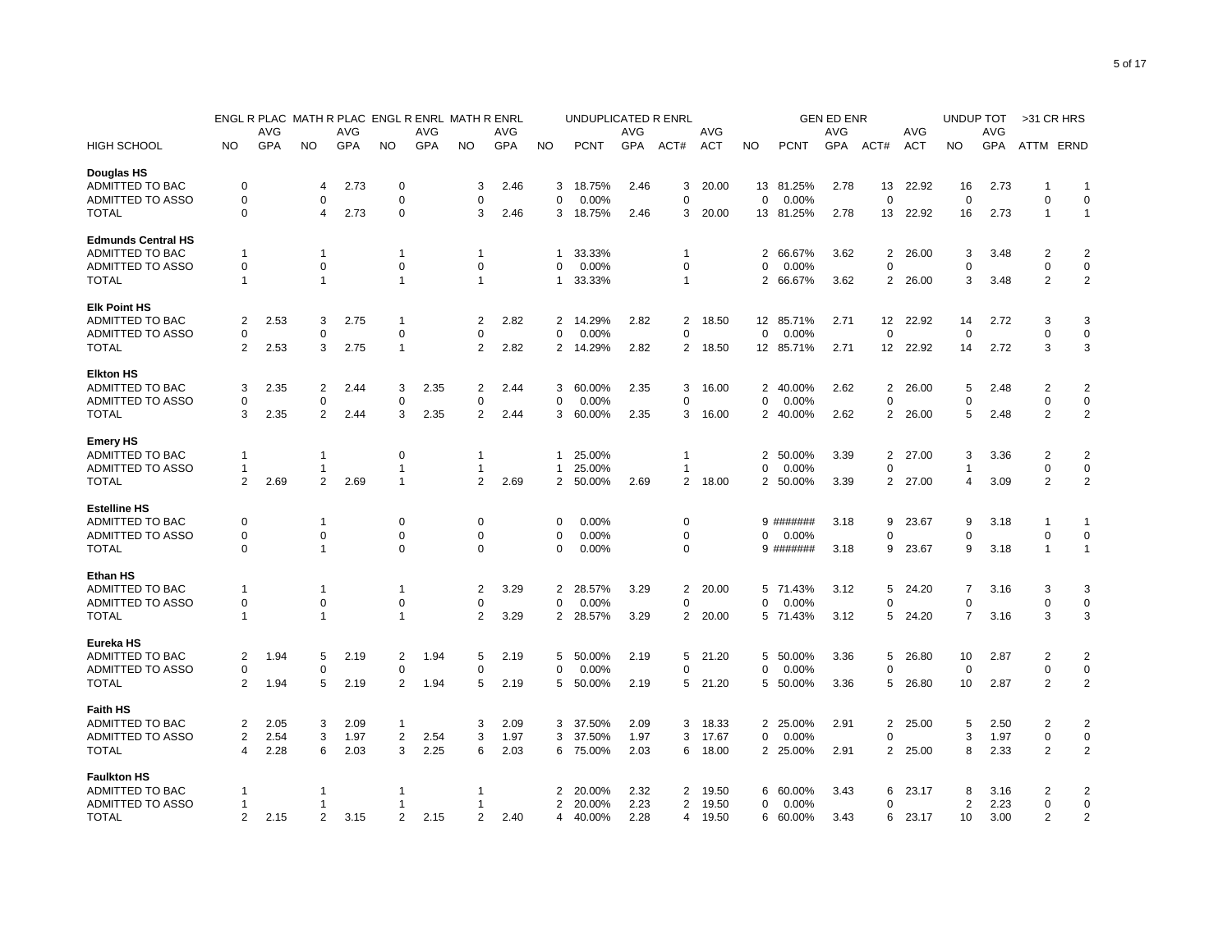| HIGH SCHOOL | ENGL R PLAC NO | ENGL R PLAC AVG GPA | MATH R PLAC NO | MATH R PLAC AVG GPA | ENGL R ENRL NO | ENGL R ENRL AVG GPA | MATH R ENRL NO | MATH R ENRL AVG GPA | UNDUPLICATED R ENRL NO | UNDUPLICATED R ENRL PCNT | UNDUPLICATED R ENRL AVG GPA | UNDUPLICATED R ENRL ACT# | UNDUPLICATED R ENRL AVG ACT | GEN ED ENR NO | GEN ED ENR PCNT | GEN ED ENR AVG GPA | GEN ED ENR ACT# | GEN ED ENR AVG ACT | UNDUP TOT NO | UNDUP TOT AVG GPA | >31 CR HRS ATTM | >31 CR HRS ERND |
|---|---|---|---|---|---|---|---|---|---|---|---|---|---|---|---|---|---|---|---|---|---|---|
| **Douglas HS** | | | | | | | | | | | | | | | | | | | | | | |
| ADMITTED TO BAC | 0 | | 4 | 2.73 | 0 | | 3 | 2.46 | 3 | 18.75% | 2.46 | 3 | 20.00 | 13 | 81.25% | 2.78 | 13 | 22.92 | 16 | 2.73 | 1 | 1 |
| ADMITTED TO ASSO | 0 | | 0 | | 0 | | 0 | | 0 | 0.00% | | 0 | | 0 | 0.00% | | 0 | | 0 | | 0 | 0 |
| TOTAL | 0 | | 4 | 2.73 | 0 | | 3 | 2.46 | 3 | 18.75% | 2.46 | 3 | 20.00 | 13 | 81.25% | 2.78 | 13 | 22.92 | 16 | 2.73 | 1 | 1 |
| **Edmunds Central HS** | | | | | | | | | | | | | | | | | | | | | | |
| ADMITTED TO BAC | 1 | | 1 | | 1 | | 1 | | 1 | 33.33% | | 1 | | 2 | 66.67% | 3.62 | 2 | 26.00 | 3 | 3.48 | 2 | 2 |
| ADMITTED TO ASSO | 0 | | 0 | | 0 | | 0 | | 0 | 0.00% | | 0 | | 0 | 0.00% | | 0 | | 0 | | 0 | 0 |
| TOTAL | 1 | | 1 | | 1 | | 1 | | 1 | 33.33% | | 1 | | 2 | 66.67% | 3.62 | 2 | 26.00 | 3 | 3.48 | 2 | 2 |
| **Elk Point HS** | | | | | | | | | | | | | | | | | | | | | | |
| ADMITTED TO BAC | 2 | 2.53 | 3 | 2.75 | 1 | | 2 | 2.82 | 2 | 14.29% | 2.82 | 2 | 18.50 | 12 | 85.71% | 2.71 | 12 | 22.92 | 14 | 2.72 | 3 | 3 |
| ADMITTED TO ASSO | 0 | | 0 | | 0 | | 0 | | 0 | 0.00% | | 0 | | 0 | 0.00% | | 0 | | 0 | | 0 | 0 |
| TOTAL | 2 | 2.53 | 3 | 2.75 | 1 | | 2 | 2.82 | 2 | 14.29% | 2.82 | 2 | 18.50 | 12 | 85.71% | 2.71 | 12 | 22.92 | 14 | 2.72 | 3 | 3 |
| **Elkton HS** | | | | | | | | | | | | | | | | | | | | | | |
| ADMITTED TO BAC | 3 | 2.35 | 2 | 2.44 | 3 | 2.35 | 2 | 2.44 | 3 | 60.00% | 2.35 | 3 | 16.00 | 2 | 40.00% | 2.62 | 2 | 26.00 | 5 | 2.48 | 2 | 2 |
| ADMITTED TO ASSO | 0 | | 0 | | 0 | | 0 | | 0 | 0.00% | | 0 | | 0 | 0.00% | | 0 | | 0 | | 0 | 0 |
| TOTAL | 3 | 2.35 | 2 | 2.44 | 3 | 2.35 | 2 | 2.44 | 3 | 60.00% | 2.35 | 3 | 16.00 | 2 | 40.00% | 2.62 | 2 | 26.00 | 5 | 2.48 | 2 | 2 |
| **Emery HS** | | | | | | | | | | | | | | | | | | | | | | |
| ADMITTED TO BAC | 1 | | 1 | | 0 | | 1 | | 1 | 25.00% | | 1 | | 2 | 50.00% | 3.39 | 2 | 27.00 | 3 | 3.36 | 2 | 2 |
| ADMITTED TO ASSO | 1 | | 1 | | 1 | | 1 | | 1 | 25.00% | | 1 | | 0 | 0.00% | | 0 | | 1 | | 0 | 0 |
| TOTAL | 2 | 2.69 | 2 | 2.69 | 1 | | 2 | 2.69 | 2 | 50.00% | 2.69 | 2 | 18.00 | 2 | 50.00% | 3.39 | 2 | 27.00 | 4 | 3.09 | 2 | 2 |
| **Estelline HS** | | | | | | | | | | | | | | | | | | | | | | |
| ADMITTED TO BAC | 0 | | 1 | | 0 | | 0 | | 0 | 0.00% | | 0 | | 9 | ####### | 3.18 | 9 | 23.67 | 9 | 3.18 | 1 | 1 |
| ADMITTED TO ASSO | 0 | | 0 | | 0 | | 0 | | 0 | 0.00% | | 0 | | 0 | 0.00% | | 0 | | 0 | | 0 | 0 |
| TOTAL | 0 | | 1 | | 0 | | 0 | | 0 | 0.00% | | 0 | | 9 | ####### | 3.18 | 9 | 23.67 | 9 | 3.18 | 1 | 1 |
| **Ethan HS** | | | | | | | | | | | | | | | | | | | | | | |
| ADMITTED TO BAC | 1 | | 1 | | 1 | | 2 | 3.29 | 2 | 28.57% | 3.29 | 2 | 20.00 | 5 | 71.43% | 3.12 | 5 | 24.20 | 7 | 3.16 | 3 | 3 |
| ADMITTED TO ASSO | 0 | | 0 | | 0 | | 0 | | 0 | 0.00% | | 0 | | 0 | 0.00% | | 0 | | 0 | | 0 | 0 |
| TOTAL | 1 | | 1 | | 1 | | 2 | 3.29 | 2 | 28.57% | 3.29 | 2 | 20.00 | 5 | 71.43% | 3.12 | 5 | 24.20 | 7 | 3.16 | 3 | 3 |
| **Eureka HS** | | | | | | | | | | | | | | | | | | | | | | |
| ADMITTED TO BAC | 2 | 1.94 | 5 | 2.19 | 2 | 1.94 | 5 | 2.19 | 5 | 50.00% | 2.19 | 5 | 21.20 | 5 | 50.00% | 3.36 | 5 | 26.80 | 10 | 2.87 | 2 | 2 |
| ADMITTED TO ASSO | 0 | | 0 | | 0 | | 0 | | 0 | 0.00% | | 0 | | 0 | 0.00% | | 0 | | 0 | | 0 | 0 |
| TOTAL | 2 | 1.94 | 5 | 2.19 | 2 | 1.94 | 5 | 2.19 | 5 | 50.00% | 2.19 | 5 | 21.20 | 5 | 50.00% | 3.36 | 5 | 26.80 | 10 | 2.87 | 2 | 2 |
| **Faith HS** | | | | | | | | | | | | | | | | | | | | | | |
| ADMITTED TO BAC | 2 | 2.05 | 3 | 2.09 | 1 | | 3 | 2.09 | 3 | 37.50% | 2.09 | 3 | 18.33 | 2 | 25.00% | 2.91 | 2 | 25.00 | 5 | 2.50 | 2 | 2 |
| ADMITTED TO ASSO | 2 | 2.54 | 3 | 1.97 | 2 | 2.54 | 3 | 1.97 | 3 | 37.50% | 1.97 | 3 | 17.67 | 0 | 0.00% | | 0 | | 3 | 1.97 | 0 | 0 |
| TOTAL | 4 | 2.28 | 6 | 2.03 | 3 | 2.25 | 6 | 2.03 | 6 | 75.00% | 2.03 | 6 | 18.00 | 2 | 25.00% | 2.91 | 2 | 25.00 | 8 | 2.33 | 2 | 2 |
| **Faulkton HS** | | | | | | | | | | | | | | | | | | | | | | |
| ADMITTED TO BAC | 1 | | 1 | | 1 | | 1 | | 2 | 20.00% | 2.32 | 2 | 19.50 | 6 | 60.00% | 3.43 | 6 | 23.17 | 8 | 3.16 | 2 | 2 |
| ADMITTED TO ASSO | 1 | | 1 | | 1 | | 1 | | 2 | 20.00% | 2.23 | 2 | 19.50 | 0 | 0.00% | | 0 | | 2 | 2.23 | 0 | 0 |
| TOTAL | 2 | 2.15 | 2 | 3.15 | 2 | 2.15 | 2 | 2.40 | 4 | 40.00% | 2.28 | 4 | 19.50 | 6 | 60.00% | 3.43 | 6 | 23.17 | 10 | 3.00 | 2 | 2 |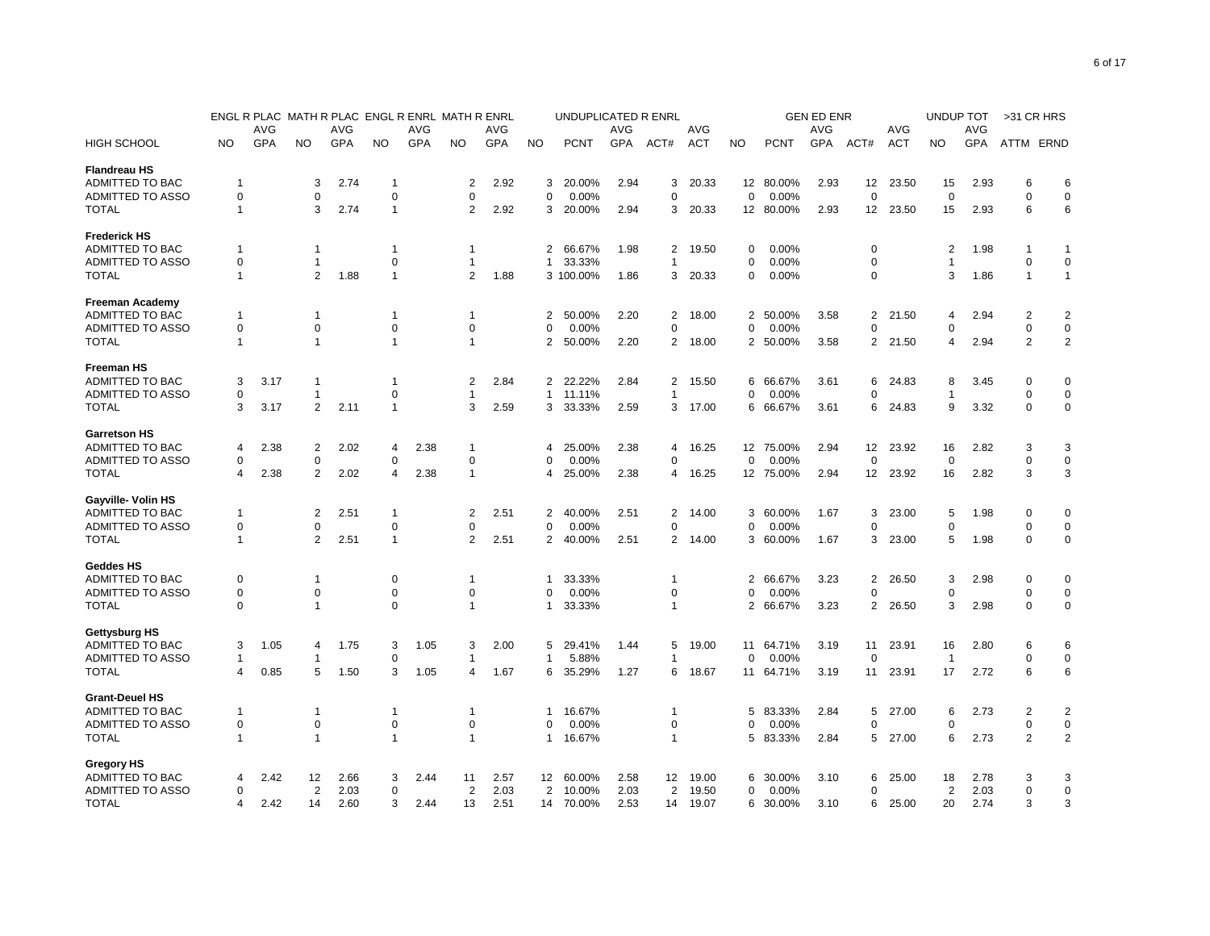| HIGH SCHOOL | ENGL R PLAC NO | ENGL R PLAC AVG GPA | MATH R PLAC NO | MATH R PLAC AVG GPA | ENGL R ENRL NO | ENGL R ENRL AVG GPA | MATH R ENRL NO | MATH R ENRL AVG GPA | UNDUPLICATED R ENRL NO | UNDUPLICATED R ENRL PCNT | UNDUPLICATED R ENRL AVG GPA | UNDUPLICATED R ENRL ACT# | UNDUPLICATED R ENRL AVG ACT | GEN ED ENR NO | GEN ED ENR PCNT | GEN ED ENR AVG GPA | GEN ED ENR ACT# | GEN ED ENR AVG ACT | UNDUP TOT NO | UNDUP TOT AVG GPA | >31 CR HRS ATTM | >31 CR HRS ERND |
|---|---|---|---|---|---|---|---|---|---|---|---|---|---|---|---|---|---|---|---|---|---|---|
| **Flandreau HS** | | | | | | | | | | | | | | | | | | | | | | |
| ADMITTED TO BAC | 1 | | 3 | 2.74 | 1 | | 2 | 2.92 | 3 | 20.00% | 2.94 | 3 | 20.33 | 12 | 80.00% | 2.93 | 12 | 23.50 | 15 | 2.93 | 6 | 6 |
| ADMITTED TO ASSO | 0 | | 0 | | 0 | | 0 | | 0 | 0.00% | | 0 | | 0 | 0.00% | | 0 | | 0 | | 0 | 0 |
| TOTAL | 1 | | 3 | 2.74 | 1 | | 2 | 2.92 | 3 | 20.00% | 2.94 | 3 | 20.33 | 12 | 80.00% | 2.93 | 12 | 23.50 | 15 | 2.93 | 6 | 6 |
| **Frederick HS** | | | | | | | | | | | | | | | | | | | | | | |
| ADMITTED TO BAC | 1 | | 1 | | 1 | | 1 | | 2 | 66.67% | 1.98 | 2 | 19.50 | 0 | 0.00% | | 0 | | 2 | 1.98 | 1 | 1 |
| ADMITTED TO ASSO | 0 | | 1 | | 0 | | 1 | | 1 | 33.33% | | 1 | | 0 | 0.00% | | 0 | | 1 | | 0 | 0 |
| TOTAL | 1 | | 2 | 1.88 | 1 | | 2 | 1.88 | 3 | 100.00% | 1.86 | 3 | 20.33 | 0 | 0.00% | | 0 | | 3 | 1.86 | 1 | 1 |
| **Freeman Academy** | | | | | | | | | | | | | | | | | | | | | | |
| ADMITTED TO BAC | 1 | | 1 | | 1 | | 1 | | 2 | 50.00% | 2.20 | 2 | 18.00 | 2 | 50.00% | 3.58 | 2 | 21.50 | 4 | 2.94 | 2 | 2 |
| ADMITTED TO ASSO | 0 | | 0 | | 0 | | 0 | | 0 | 0.00% | | 0 | | 0 | 0.00% | | 0 | | 0 | | 0 | 0 |
| TOTAL | 1 | | 1 | | 1 | | 1 | | 2 | 50.00% | 2.20 | 2 | 18.00 | 2 | 50.00% | 3.58 | 2 | 21.50 | 4 | 2.94 | 2 | 2 |
| **Freeman HS** | | | | | | | | | | | | | | | | | | | | | | |
| ADMITTED TO BAC | 3 | 3.17 | 1 | | 1 | | 2 | 2.84 | 2 | 22.22% | 2.84 | 2 | 15.50 | 6 | 66.67% | 3.61 | 6 | 24.83 | 8 | 3.45 | 0 | 0 |
| ADMITTED TO ASSO | 0 | | 1 | | 0 | | 1 | | 1 | 11.11% | | 1 | | 0 | 0.00% | | 0 | | 1 | | 0 | 0 |
| TOTAL | 3 | 3.17 | 2 | 2.11 | 1 | | 3 | 2.59 | 3 | 33.33% | 2.59 | 3 | 17.00 | 6 | 66.67% | 3.61 | 6 | 24.83 | 9 | 3.32 | 0 | 0 |
| **Garretson HS** | | | | | | | | | | | | | | | | | | | | | | |
| ADMITTED TO BAC | 4 | 2.38 | 2 | 2.02 | 4 | 2.38 | 1 | | 4 | 25.00% | 2.38 | 4 | 16.25 | 12 | 75.00% | 2.94 | 12 | 23.92 | 16 | 2.82 | 3 | 3 |
| ADMITTED TO ASSO | 0 | | 0 | | 0 | | 0 | | 0 | 0.00% | | 0 | | 0 | 0.00% | | 0 | | 0 | | 0 | 0 |
| TOTAL | 4 | 2.38 | 2 | 2.02 | 4 | 2.38 | 1 | | 4 | 25.00% | 2.38 | 4 | 16.25 | 12 | 75.00% | 2.94 | 12 | 23.92 | 16 | 2.82 | 3 | 3 |
| **Gayville- Volin HS** | | | | | | | | | | | | | | | | | | | | | | |
| ADMITTED TO BAC | 1 | | 2 | 2.51 | 1 | | 2 | 2.51 | 2 | 40.00% | 2.51 | 2 | 14.00 | 3 | 60.00% | 1.67 | 3 | 23.00 | 5 | 1.98 | 0 | 0 |
| ADMITTED TO ASSO | 0 | | 0 | | 0 | | 0 | | 0 | 0.00% | | 0 | | 0 | 0.00% | | 0 | | 0 | | 0 | 0 |
| TOTAL | 1 | | 2 | 2.51 | 1 | | 2 | 2.51 | 2 | 40.00% | 2.51 | 2 | 14.00 | 3 | 60.00% | 1.67 | 3 | 23.00 | 5 | 1.98 | 0 | 0 |
| **Geddes HS** | | | | | | | | | | | | | | | | | | | | | | |
| ADMITTED TO BAC | 0 | | 1 | | 0 | | 1 | | 1 | 33.33% | | 1 | | 2 | 66.67% | 3.23 | 2 | 26.50 | 3 | 2.98 | 0 | 0 |
| ADMITTED TO ASSO | 0 | | 0 | | 0 | | 0 | | 0 | 0.00% | | 0 | | 0 | 0.00% | | 0 | | 0 | | 0 | 0 |
| TOTAL | 0 | | 1 | | 0 | | 1 | | 1 | 33.33% | | 1 | | 2 | 66.67% | 3.23 | 2 | 26.50 | 3 | 2.98 | 0 | 0 |
| **Gettysburg HS** | | | | | | | | | | | | | | | | | | | | | | |
| ADMITTED TO BAC | 3 | 1.05 | 4 | 1.75 | 3 | 1.05 | 3 | 2.00 | 5 | 29.41% | 1.44 | 5 | 19.00 | 11 | 64.71% | 3.19 | 11 | 23.91 | 16 | 2.80 | 6 | 6 |
| ADMITTED TO ASSO | 1 | | 1 | | 0 | | 1 | | 1 | 5.88% | | 1 | | 0 | 0.00% | | 0 | | 1 | | 0 | 0 |
| TOTAL | 4 | 0.85 | 5 | 1.50 | 3 | 1.05 | 4 | 1.67 | 6 | 35.29% | 1.27 | 6 | 18.67 | 11 | 64.71% | 3.19 | 11 | 23.91 | 17 | 2.72 | 6 | 6 |
| **Grant-Deuel HS** | | | | | | | | | | | | | | | | | | | | | | |
| ADMITTED TO BAC | 1 | | 1 | | 1 | | 1 | | 1 | 16.67% | | 1 | | 5 | 83.33% | 2.84 | 5 | 27.00 | 6 | 2.73 | 2 | 2 |
| ADMITTED TO ASSO | 0 | | 0 | | 0 | | 0 | | 0 | 0.00% | | 0 | | 0 | 0.00% | | 0 | | 0 | | 0 | 0 |
| TOTAL | 1 | | 1 | | 1 | | 1 | | 1 | 16.67% | | 1 | | 5 | 83.33% | 2.84 | 5 | 27.00 | 6 | 2.73 | 2 | 2 |
| **Gregory HS** | | | | | | | | | | | | | | | | | | | | | | |
| ADMITTED TO BAC | 4 | 2.42 | 12 | 2.66 | 3 | 2.44 | 11 | 2.57 | 12 | 60.00% | 2.58 | 12 | 19.00 | 6 | 30.00% | 3.10 | 6 | 25.00 | 18 | 2.78 | 3 | 3 |
| ADMITTED TO ASSO | 0 | | 2 | 2.03 | 0 | | 2 | 2.03 | 2 | 10.00% | 2.03 | 2 | 19.50 | 0 | 0.00% | | 0 | | 2 | 2.03 | 0 | 0 |
| TOTAL | 4 | 2.42 | 14 | 2.60 | 3 | 2.44 | 13 | 2.51 | 14 | 70.00% | 2.53 | 14 | 19.07 | 6 | 30.00% | 3.10 | 6 | 25.00 | 20 | 2.74 | 3 | 3 |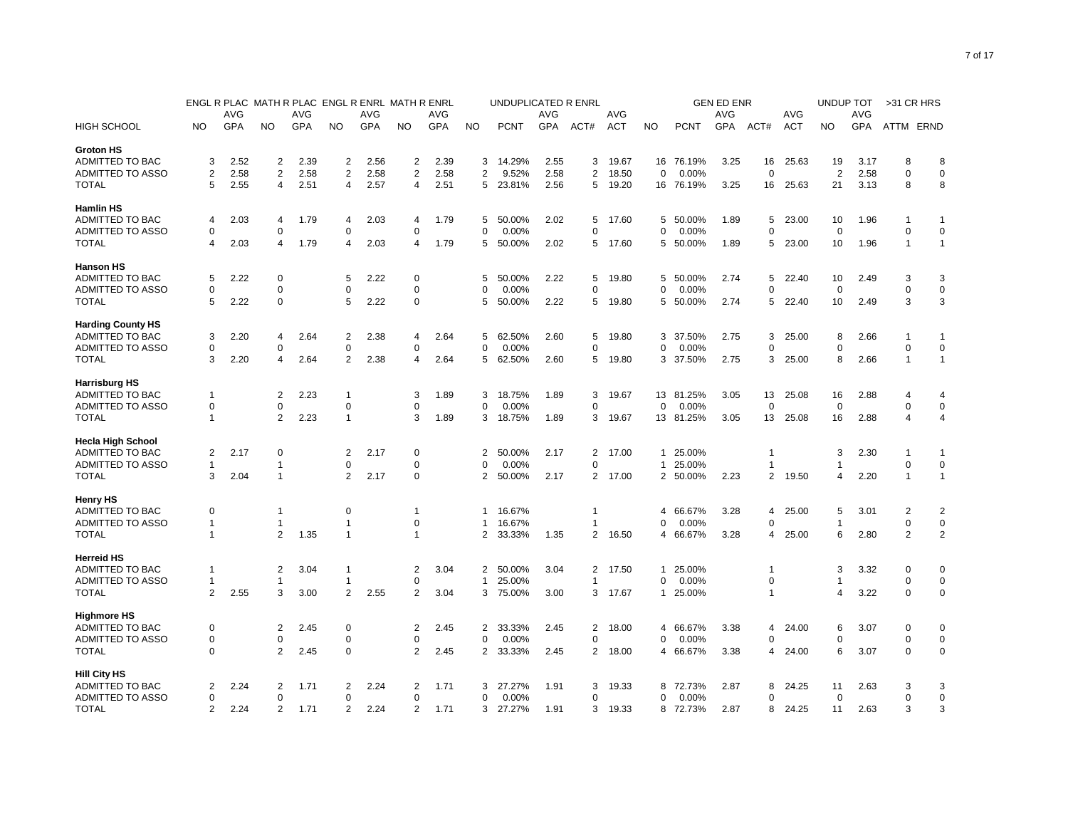| HIGH SCHOOL | ENGL R PLAC NO | ENGL R PLAC AVG GPA | MATH R PLAC NO | MATH R PLAC AVG GPA | ENGL R ENRL NO | ENGL R ENRL AVG GPA | MATH R ENRL NO | MATH R ENRL AVG GPA | UNDUPLICATED R ENRL NO | UNDUPLICATED R ENRL PCNT | UNDUPLICATED R ENRL AVG GPA | UNDUPLICATED R ENRL ACT# | UNDUPLICATED R ENRL AVG ACT | GEN ED ENR NO | GEN ED ENR PCNT | GEN ED ENR AVG GPA | GEN ED ENR ACT# | GEN ED ENR AVG ACT | UNDUP TOT NO | UNDUP TOT AVG GPA | >31 CR HRS ATTM | >31 CR HRS ERND |
|---|---|---|---|---|---|---|---|---|---|---|---|---|---|---|---|---|---|---|---|---|---|---|
| **Groton HS** | | | | | | | | | | | | | | | | | | | | | | |
| ADMITTED TO BAC | 3 | 2.52 | 2 | 2.39 | 2 | 2.56 | 2 | 2.39 | 3 | 14.29% | 2.55 | 3 | 19.67 | 16 | 76.19% | 3.25 | 16 | 25.63 | 19 | 3.17 | 8 | 8 |
| ADMITTED TO ASSO | 2 | 2.58 | 2 | 2.58 | 2 | 2.58 | 2 | 2.58 | 2 | 9.52% | 2.58 | 2 | 18.50 | 0 | 0.00% | | 0 | | 2 | 2.58 | 0 | 0 |
| TOTAL | 5 | 2.55 | 4 | 2.51 | 4 | 2.57 | 4 | 2.51 | 5 | 23.81% | 2.56 | 5 | 19.20 | 16 | 76.19% | 3.25 | 16 | 25.63 | 21 | 3.13 | 8 | 8 |
| **Hamlin HS** | | | | | | | | | | | | | | | | | | | | | | |
| ADMITTED TO BAC | 4 | 2.03 | 4 | 1.79 | 4 | 2.03 | 4 | 1.79 | 5 | 50.00% | 2.02 | 5 | 17.60 | 5 | 50.00% | 1.89 | 5 | 23.00 | 10 | 1.96 | 1 | 1 |
| ADMITTED TO ASSO | 0 | | 0 | | 0 | | 0 | | 0 | 0.00% | | 0 | | 0 | 0.00% | | 0 | | 0 | | 0 | 0 |
| TOTAL | 4 | 2.03 | 4 | 1.79 | 4 | 2.03 | 4 | 1.79 | 5 | 50.00% | 2.02 | 5 | 17.60 | 5 | 50.00% | 1.89 | 5 | 23.00 | 10 | 1.96 | 1 | 1 |
| **Hanson HS** | | | | | | | | | | | | | | | | | | | | | | |
| ADMITTED TO BAC | 5 | 2.22 | 0 | | 5 | 2.22 | 0 | | 5 | 50.00% | 2.22 | 5 | 19.80 | 5 | 50.00% | 2.74 | 5 | 22.40 | 10 | 2.49 | 3 | 3 |
| ADMITTED TO ASSO | 0 | | 0 | | 0 | | 0 | | 0 | 0.00% | | 0 | | 0 | 0.00% | | 0 | | 0 | | 0 | 0 |
| TOTAL | 5 | 2.22 | 0 | | 5 | 2.22 | 0 | | 5 | 50.00% | 2.22 | 5 | 19.80 | 5 | 50.00% | 2.74 | 5 | 22.40 | 10 | 2.49 | 3 | 3 |
| **Harding County HS** | | | | | | | | | | | | | | | | | | | | | | |
| ADMITTED TO BAC | 3 | 2.20 | 4 | 2.64 | 2 | 2.38 | 4 | 2.64 | 5 | 62.50% | 2.60 | 5 | 19.80 | 3 | 37.50% | 2.75 | 3 | 25.00 | 8 | 2.66 | 1 | 1 |
| ADMITTED TO ASSO | 0 | | 0 | | 0 | | 0 | | 0 | 0.00% | | 0 | | 0 | 0.00% | | 0 | | 0 | | 0 | 0 |
| TOTAL | 3 | 2.20 | 4 | 2.64 | 2 | 2.38 | 4 | 2.64 | 5 | 62.50% | 2.60 | 5 | 19.80 | 3 | 37.50% | 2.75 | 3 | 25.00 | 8 | 2.66 | 1 | 1 |
| **Harrisburg HS** | | | | | | | | | | | | | | | | | | | | | | |
| ADMITTED TO BAC | 1 | | 2 | 2.23 | 1 | | 3 | 1.89 | 3 | 18.75% | 1.89 | 3 | 19.67 | 13 | 81.25% | 3.05 | 13 | 25.08 | 16 | 2.88 | 4 | 4 |
| ADMITTED TO ASSO | 0 | | 0 | | 0 | | 0 | | 0 | 0.00% | | 0 | | 0 | 0.00% | | 0 | | 0 | | 0 | 0 |
| TOTAL | 1 | | 2 | 2.23 | 1 | | 3 | 1.89 | 3 | 18.75% | 1.89 | 3 | 19.67 | 13 | 81.25% | 3.05 | 13 | 25.08 | 16 | 2.88 | 4 | 4 |
| **Hecla High School** | | | | | | | | | | | | | | | | | | | | | | |
| ADMITTED TO BAC | 2 | 2.17 | 0 | | 2 | 2.17 | 0 | | 2 | 50.00% | 2.17 | 2 | 17.00 | 1 | 25.00% | | 1 | | 3 | 2.30 | 1 | 1 |
| ADMITTED TO ASSO | 1 | | 1 | | 0 | | 0 | | 0 | 0.00% | | 0 | | 1 | 25.00% | | 1 | | 1 | | 0 | 0 |
| TOTAL | 3 | 2.04 | 1 | | 2 | 2.17 | 0 | | 2 | 50.00% | 2.17 | 2 | 17.00 | 2 | 50.00% | 2.23 | 2 | 19.50 | 4 | 2.20 | 1 | 1 |
| **Henry HS** | | | | | | | | | | | | | | | | | | | | | | |
| ADMITTED TO BAC | 0 | | 1 | | 0 | | 1 | | 1 | 16.67% | | 1 | | 4 | 66.67% | 3.28 | 4 | 25.00 | 5 | 3.01 | 2 | 2 |
| ADMITTED TO ASSO | 1 | | 1 | | 1 | | 0 | | 1 | 16.67% | | 1 | | 0 | 0.00% | | 0 | | 1 | | 0 | 0 |
| TOTAL | 1 | | 2 | 1.35 | 1 | | 1 | | 2 | 33.33% | 1.35 | 2 | 16.50 | 4 | 66.67% | 3.28 | 4 | 25.00 | 6 | 2.80 | 2 | 2 |
| **Herreid HS** | | | | | | | | | | | | | | | | | | | | | | |
| ADMITTED TO BAC | 1 | | 2 | 3.04 | 1 | | 2 | 3.04 | 2 | 50.00% | 3.04 | 2 | 17.50 | 1 | 25.00% | | 1 | | 3 | 3.32 | 0 | 0 |
| ADMITTED TO ASSO | 1 | | 1 | | 1 | | 0 | | 1 | 25.00% | | 1 | | 0 | 0.00% | | 0 | | 1 | | 0 | 0 |
| TOTAL | 2 | 2.55 | 3 | 3.00 | 2 | 2.55 | 2 | 3.04 | 3 | 75.00% | 3.00 | 3 | 17.67 | 1 | 25.00% | | 1 | | 4 | 3.22 | 0 | 0 |
| **Highmore HS** | | | | | | | | | | | | | | | | | | | | | | |
| ADMITTED TO BAC | 0 | | 2 | 2.45 | 0 | | 2 | 2.45 | 2 | 33.33% | 2.45 | 2 | 18.00 | 4 | 66.67% | 3.38 | 4 | 24.00 | 6 | 3.07 | 0 | 0 |
| ADMITTED TO ASSO | 0 | | 0 | | 0 | | 0 | | 0 | 0.00% | | 0 | | 0 | 0.00% | | 0 | | 0 | | 0 | 0 |
| TOTAL | 0 | | 2 | 2.45 | 0 | | 2 | 2.45 | 2 | 33.33% | 2.45 | 2 | 18.00 | 4 | 66.67% | 3.38 | 4 | 24.00 | 6 | 3.07 | 0 | 0 |
| **Hill City HS** | | | | | | | | | | | | | | | | | | | | | | |
| ADMITTED TO BAC | 2 | 2.24 | 2 | 1.71 | 2 | 2.24 | 2 | 1.71 | 3 | 27.27% | 1.91 | 3 | 19.33 | 8 | 72.73% | 2.87 | 8 | 24.25 | 11 | 2.63 | 3 | 3 |
| ADMITTED TO ASSO | 0 | | 0 | | 0 | | 0 | | 0 | 0.00% | | 0 | | 0 | 0.00% | | 0 | | 0 | | 0 | 0 |
| TOTAL | 2 | 2.24 | 2 | 1.71 | 2 | 2.24 | 2 | 1.71 | 3 | 27.27% | 1.91 | 3 | 19.33 | 8 | 72.73% | 2.87 | 8 | 24.25 | 11 | 2.63 | 3 | 3 |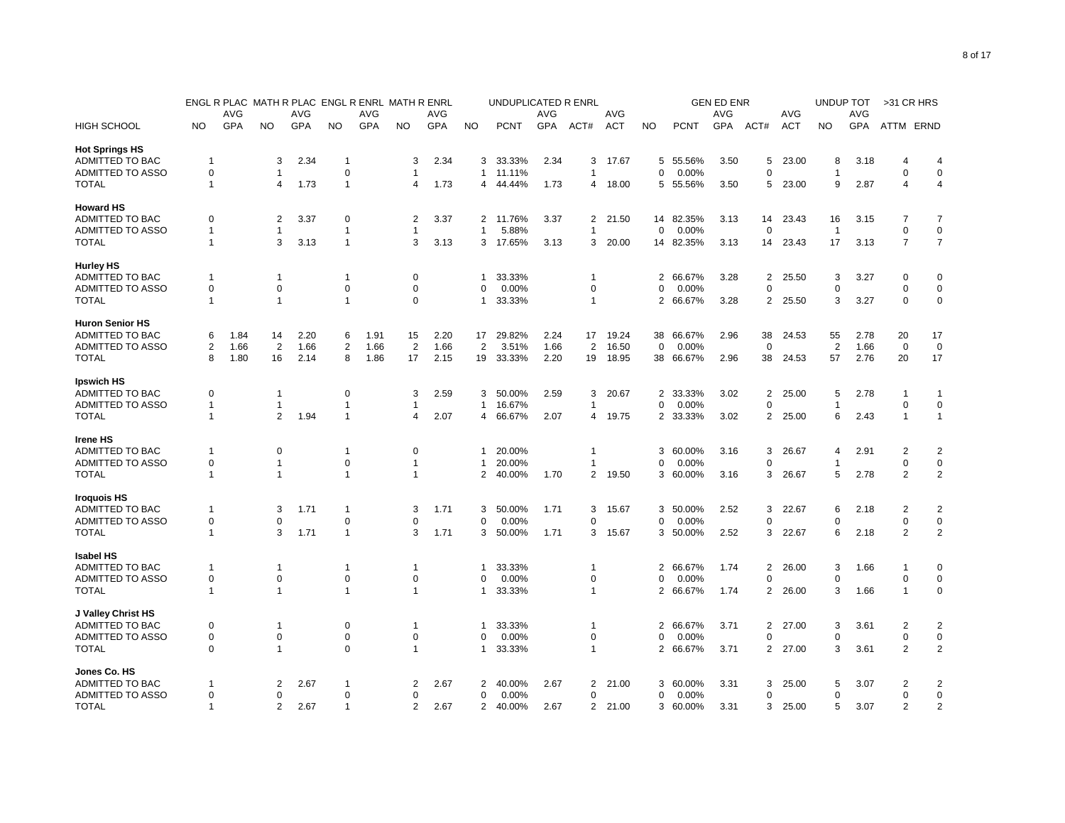| | ENGL R PLAC | | MATH R PLAC | | ENGL R ENRL | | MATH R ENRL | | UNDUPLICATED R ENRL | | | | | GEN ED ENR | | | | | UNDUP TOT | | >31 CR HRS | |
|---|---|---|---|---|---|---|---|---|---|---|---|---|---|---|---|---|---|---|---|---|---|---|---|
| HIGH SCHOOL | NO | AVG GPA | NO | AVG GPA | NO | AVG GPA | NO | AVG GPA | NO | PCNT | AVG GPA | ACT# | AVG ACT | NO | PCNT | AVG GPA | ACT# | AVG ACT | NO | AVG GPA | ATTM | ERND |
| **Hot Springs HS** | | | | | | | | | | | | | | | | | | | | | | |
| ADMITTED TO BAC | 1 | | 3 | 2.34 | 1 | | 3 | 2.34 | 3 | 33.33% | 2.34 | 3 | 17.67 | 5 | 55.56% | 3.50 | 5 | 23.00 | 8 | 3.18 | 4 | 4 |
| ADMITTED TO ASSO | 0 | | 1 | | 0 | | 1 | | 1 | 11.11% | | 1 | | 0 | 0.00% | | 0 | | 1 | | 0 | 0 |
| TOTAL | 1 | | 4 | 1.73 | 1 | | 4 | 1.73 | 4 | 44.44% | 1.73 | 4 | 18.00 | 5 | 55.56% | 3.50 | 5 | 23.00 | 9 | 2.87 | 4 | 4 |
| **Howard HS** | | | | | | | | | | | | | | | | | | | | | | |
| ADMITTED TO BAC | 0 | | 2 | 3.37 | 0 | | 2 | 3.37 | 2 | 11.76% | 3.37 | 2 | 21.50 | 14 | 82.35% | 3.13 | 14 | 23.43 | 16 | 3.15 | 7 | 7 |
| ADMITTED TO ASSO | 1 | | 1 | | 1 | | 1 | | 1 | 5.88% | | 1 | | 0 | 0.00% | | 0 | | 1 | | 0 | 0 |
| TOTAL | 1 | | 3 | 3.13 | 1 | | 3 | 3.13 | 3 | 17.65% | 3.13 | 3 | 20.00 | 14 | 82.35% | 3.13 | 14 | 23.43 | 17 | 3.13 | 7 | 7 |
| **Hurley HS** | | | | | | | | | | | | | | | | | | | | | | |
| ADMITTED TO BAC | 1 | | 1 | | 1 | | 0 | | 1 | 33.33% | | 1 | | 2 | 66.67% | 3.28 | 2 | 25.50 | 3 | 3.27 | 0 | 0 |
| ADMITTED TO ASSO | 0 | | 0 | | 0 | | 0 | | 0 | 0.00% | | 0 | | 0 | 0.00% | | 0 | | 0 | | 0 | 0 |
| TOTAL | 1 | | 1 | | 1 | | 0 | | 1 | 33.33% | | 1 | | 2 | 66.67% | 3.28 | 2 | 25.50 | 3 | 3.27 | 0 | 0 |
| **Huron Senior HS** | | | | | | | | | | | | | | | | | | | | | | |
| ADMITTED TO BAC | 6 | 1.84 | 14 | 2.20 | 6 | 1.91 | 15 | 2.20 | 17 | 29.82% | 2.24 | 17 | 19.24 | 38 | 66.67% | 2.96 | 38 | 24.53 | 55 | 2.78 | 20 | 17 |
| ADMITTED TO ASSO | 2 | 1.66 | 2 | 1.66 | 2 | 1.66 | 2 | 1.66 | 2 | 3.51% | 1.66 | 2 | 16.50 | 0 | 0.00% | | 0 | | 2 | 1.66 | 0 | 0 |
| TOTAL | 8 | 1.80 | 16 | 2.14 | 8 | 1.86 | 17 | 2.15 | 19 | 33.33% | 2.20 | 19 | 18.95 | 38 | 66.67% | 2.96 | 38 | 24.53 | 57 | 2.76 | 20 | 17 |
| **Ipswich HS** | | | | | | | | | | | | | | | | | | | | | | |
| ADMITTED TO BAC | 0 | | 1 | | 0 | | 3 | 2.59 | 3 | 50.00% | 2.59 | 3 | 20.67 | 2 | 33.33% | 3.02 | 2 | 25.00 | 5 | 2.78 | 1 | 1 |
| ADMITTED TO ASSO | 1 | | 1 | | 1 | | 1 | | 1 | 16.67% | | 1 | | 0 | 0.00% | | 0 | | 1 | | 0 | 0 |
| TOTAL | 1 | | 2 | 1.94 | 1 | | 4 | 2.07 | 4 | 66.67% | 2.07 | 4 | 19.75 | 2 | 33.33% | 3.02 | 2 | 25.00 | 6 | 2.43 | 1 | 1 |
| **Irene HS** | | | | | | | | | | | | | | | | | | | | | | |
| ADMITTED TO BAC | 1 | | 0 | | 1 | | 0 | | 1 | 20.00% | | 1 | | 3 | 60.00% | 3.16 | 3 | 26.67 | 4 | 2.91 | 2 | 2 |
| ADMITTED TO ASSO | 0 | | 1 | | 0 | | 1 | | 1 | 20.00% | | 1 | | 0 | 0.00% | | 0 | | 1 | | 0 | 0 |
| TOTAL | 1 | | 1 | | 1 | | 1 | | 2 | 40.00% | 1.70 | 2 | 19.50 | 3 | 60.00% | 3.16 | 3 | 26.67 | 5 | 2.78 | 2 | 2 |
| **Iroquois HS** | | | | | | | | | | | | | | | | | | | | | | |
| ADMITTED TO BAC | 1 | | 3 | 1.71 | 1 | | 3 | 1.71 | 3 | 50.00% | 1.71 | 3 | 15.67 | 3 | 50.00% | 2.52 | 3 | 22.67 | 6 | 2.18 | 2 | 2 |
| ADMITTED TO ASSO | 0 | | 0 | | 0 | | 0 | | 0 | 0.00% | | 0 | | 0 | 0.00% | | 0 | | 0 | | 0 | 0 |
| TOTAL | 1 | | 3 | 1.71 | 1 | | 3 | 1.71 | 3 | 50.00% | 1.71 | 3 | 15.67 | 3 | 50.00% | 2.52 | 3 | 22.67 | 6 | 2.18 | 2 | 2 |
| **Isabel HS** | | | | | | | | | | | | | | | | | | | | | | |
| ADMITTED TO BAC | 1 | | 1 | | 1 | | 1 | | 1 | 33.33% | | 1 | | 2 | 66.67% | 1.74 | 2 | 26.00 | 3 | 1.66 | 1 | 0 |
| ADMITTED TO ASSO | 0 | | 0 | | 0 | | 0 | | 0 | 0.00% | | 0 | | 0 | 0.00% | | 0 | | 0 | | 0 | 0 |
| TOTAL | 1 | | 1 | | 1 | | 1 | | 1 | 33.33% | | 1 | | 2 | 66.67% | 1.74 | 2 | 26.00 | 3 | 1.66 | 1 | 0 |
| **J Valley Christ HS** | | | | | | | | | | | | | | | | | | | | | | |
| ADMITTED TO BAC | 0 | | 1 | | 0 | | 1 | | 1 | 33.33% | | 1 | | 2 | 66.67% | 3.71 | 2 | 27.00 | 3 | 3.61 | 2 | 2 |
| ADMITTED TO ASSO | 0 | | 0 | | 0 | | 0 | | 0 | 0.00% | | 0 | | 0 | 0.00% | | 0 | | 0 | | 0 | 0 |
| TOTAL | 0 | | 1 | | 0 | | 1 | | 1 | 33.33% | | 1 | | 2 | 66.67% | 3.71 | 2 | 27.00 | 3 | 3.61 | 2 | 2 |
| **Jones Co. HS** | | | | | | | | | | | | | | | | | | | | | | |
| ADMITTED TO BAC | 1 | | 2 | 2.67 | 1 | | 2 | 2.67 | 2 | 40.00% | 2.67 | 2 | 21.00 | 3 | 60.00% | 3.31 | 3 | 25.00 | 5 | 3.07 | 2 | 2 |
| ADMITTED TO ASSO | 0 | | 0 | | 0 | | 0 | | 0 | 0.00% | | 0 | | 0 | 0.00% | | 0 | | 0 | | 0 | 0 |
| TOTAL | 1 | | 2 | 2.67 | 1 | | 2 | 2.67 | 2 | 40.00% | 2.67 | 2 | 21.00 | 3 | 60.00% | 3.31 | 3 | 25.00 | 5 | 3.07 | 2 | 2 |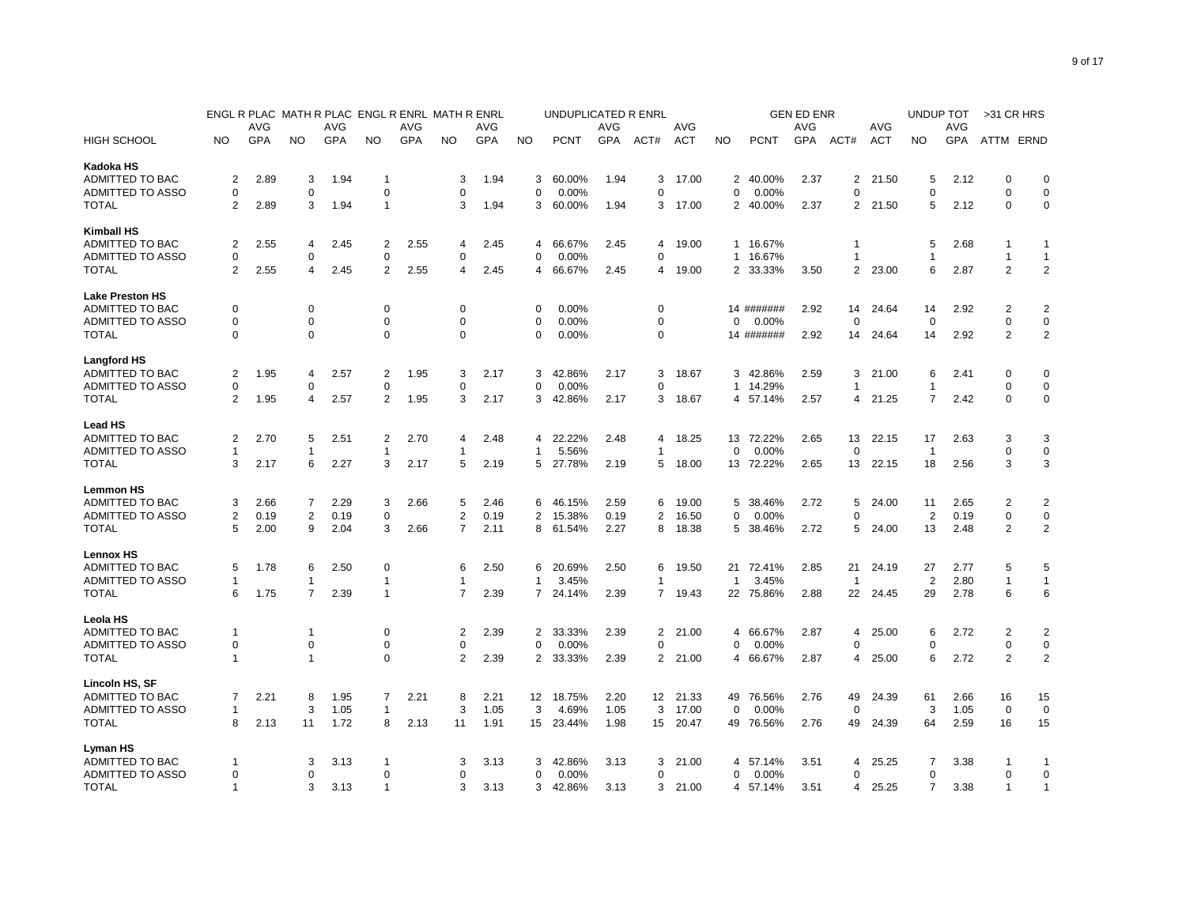| | ENGL R PLAC | | MATH R PLAC | | ENGL R ENRL | | MATH R ENRL | | UNDUPLICATED R ENRL | | | | | GEN ED ENR | | | | | UNDUP TOT | | >31 CR HRS | |
|---|---|---|---|---|---|---|---|---|---|---|---|---|---|---|---|---|---|---|---|---|---|---|
| HIGH SCHOOL | NO | AVG GPA | NO | AVG GPA | NO | AVG GPA | NO | AVG GPA | NO | PCNT | AVG GPA | ACT# | AVG ACT | NO | PCNT | AVG GPA | ACT# | AVG ACT | NO | AVG GPA | ATTM | ERND |
| **Kadoka HS** | | | | | | | | | | | | | | | | | | | | | | |
| ADMITTED TO BAC | 2 | 2.89 | 3 | 1.94 | 1 | | 3 | 1.94 | 3 | 60.00% | 1.94 | 3 | 17.00 | 2 | 40.00% | 2.37 | 2 | 21.50 | 5 | 2.12 | 0 | 0 |
| ADMITTED TO ASSO | 0 | | 0 | | 0 | | 0 | | 0 | 0.00% | | 0 | | 0 | 0.00% | | 0 | | 0 | | 0 | 0 |
| TOTAL | 2 | 2.89 | 3 | 1.94 | 1 | | 3 | 1.94 | 3 | 60.00% | 1.94 | 3 | 17.00 | 2 | 40.00% | 2.37 | 2 | 21.50 | 5 | 2.12 | 0 | 0 |
| **Kimball HS** | | | | | | | | | | | | | | | | | | | | | | |
| ADMITTED TO BAC | 2 | 2.55 | 4 | 2.45 | 2 | 2.55 | 4 | 2.45 | 4 | 66.67% | 2.45 | 4 | 19.00 | 1 | 16.67% | | 1 | | 5 | 2.68 | 1 | 1 |
| ADMITTED TO ASSO | 0 | | 0 | | 0 | | 0 | | 0 | 0.00% | | 0 | | 1 | 16.67% | | 1 | | 1 | | 1 | 1 |
| TOTAL | 2 | 2.55 | 4 | 2.45 | 2 | 2.55 | 4 | 2.45 | 4 | 66.67% | 2.45 | 4 | 19.00 | 2 | 33.33% | 3.50 | 2 | 23.00 | 6 | 2.87 | 2 | 2 |
| **Lake Preston HS** | | | | | | | | | | | | | | | | | | | | | | |
| ADMITTED TO BAC | 0 | | 0 | | 0 | | 0 | | 0 | 0.00% | | 0 | | 14 | ####### | 2.92 | 14 | 24.64 | 14 | 2.92 | 2 | 2 |
| ADMITTED TO ASSO | 0 | | 0 | | 0 | | 0 | | 0 | 0.00% | | 0 | | 0 | 0.00% | | 0 | | 0 | | 0 | 0 |
| TOTAL | 0 | | 0 | | 0 | | 0 | | 0 | 0.00% | | 0 | | 14 | ####### | 2.92 | 14 | 24.64 | 14 | 2.92 | 2 | 2 |
| **Langford HS** | | | | | | | | | | | | | | | | | | | | | | |
| ADMITTED TO BAC | 2 | 1.95 | 4 | 2.57 | 2 | 1.95 | 3 | 2.17 | 3 | 42.86% | 2.17 | 3 | 18.67 | 3 | 42.86% | 2.59 | 3 | 21.00 | 6 | 2.41 | 0 | 0 |
| ADMITTED TO ASSO | 0 | | 0 | | 0 | | 0 | | 0 | 0.00% | | 0 | | 1 | 14.29% | | 1 | | 1 | | 0 | 0 |
| TOTAL | 2 | 1.95 | 4 | 2.57 | 2 | 1.95 | 3 | 2.17 | 3 | 42.86% | 2.17 | 3 | 18.67 | 4 | 57.14% | 2.57 | 4 | 21.25 | 7 | 2.42 | 0 | 0 |
| **Lead HS** | | | | | | | | | | | | | | | | | | | | | | |
| ADMITTED TO BAC | 2 | 2.70 | 5 | 2.51 | 2 | 2.70 | 4 | 2.48 | 4 | 22.22% | 2.48 | 4 | 18.25 | 13 | 72.22% | 2.65 | 13 | 22.15 | 17 | 2.63 | 3 | 3 |
| ADMITTED TO ASSO | 1 | | 1 | | 1 | | 1 | | 1 | 5.56% | | 1 | | 0 | 0.00% | | 0 | | 1 | | 0 | 0 |
| TOTAL | 3 | 2.17 | 6 | 2.27 | 3 | 2.17 | 5 | 2.19 | 5 | 27.78% | 2.19 | 5 | 18.00 | 13 | 72.22% | 2.65 | 13 | 22.15 | 18 | 2.56 | 3 | 3 |
| **Lemmon HS** | | | | | | | | | | | | | | | | | | | | | | |
| ADMITTED TO BAC | 3 | 2.66 | 7 | 2.29 | 3 | 2.66 | 5 | 2.46 | 6 | 46.15% | 2.59 | 6 | 19.00 | 5 | 38.46% | 2.72 | 5 | 24.00 | 11 | 2.65 | 2 | 2 |
| ADMITTED TO ASSO | 2 | 0.19 | 2 | 0.19 | 0 | | 2 | 0.19 | 2 | 15.38% | 0.19 | 2 | 16.50 | 0 | 0.00% | | 0 | | 2 | 0.19 | 0 | 0 |
| TOTAL | 5 | 2.00 | 9 | 2.04 | 3 | 2.66 | 7 | 2.11 | 8 | 61.54% | 2.27 | 8 | 18.38 | 5 | 38.46% | 2.72 | 5 | 24.00 | 13 | 2.48 | 2 | 2 |
| **Lennox HS** | | | | | | | | | | | | | | | | | | | | | | |
| ADMITTED TO BAC | 5 | 1.78 | 6 | 2.50 | 0 | | 6 | 2.50 | 6 | 20.69% | 2.50 | 6 | 19.50 | 21 | 72.41% | 2.85 | 21 | 24.19 | 27 | 2.77 | 5 | 5 |
| ADMITTED TO ASSO | 1 | | 1 | | 1 | | 1 | | 1 | 3.45% | | 1 | | 1 | 3.45% | | 1 | | 2 | 2.80 | 1 | 1 |
| TOTAL | 6 | 1.75 | 7 | 2.39 | 1 | | 7 | 2.39 | 7 | 24.14% | 2.39 | 7 | 19.43 | 22 | 75.86% | 2.88 | 22 | 24.45 | 29 | 2.78 | 6 | 6 |
| **Leola HS** | | | | | | | | | | | | | | | | | | | | | | |
| ADMITTED TO BAC | 1 | | 1 | | 0 | | 2 | 2.39 | 2 | 33.33% | 2.39 | 2 | 21.00 | 4 | 66.67% | 2.87 | 4 | 25.00 | 6 | 2.72 | 2 | 2 |
| ADMITTED TO ASSO | 0 | | 0 | | 0 | | 0 | | 0 | 0.00% | | 0 | | 0 | 0.00% | | 0 | | 0 | | 0 | 0 |
| TOTAL | 1 | | 1 | | 0 | | 2 | 2.39 | 2 | 33.33% | 2.39 | 2 | 21.00 | 4 | 66.67% | 2.87 | 4 | 25.00 | 6 | 2.72 | 2 | 2 |
| **Lincoln HS, SF** | | | | | | | | | | | | | | | | | | | | | | |
| ADMITTED TO BAC | 7 | 2.21 | 8 | 1.95 | 7 | 2.21 | 8 | 2.21 | 12 | 18.75% | 2.20 | 12 | 21.33 | 49 | 76.56% | 2.76 | 49 | 24.39 | 61 | 2.66 | 16 | 15 |
| ADMITTED TO ASSO | 1 | | 3 | 1.05 | 1 | | 3 | 1.05 | 3 | 4.69% | 1.05 | 3 | 17.00 | 0 | 0.00% | | 0 | | 3 | 1.05 | 0 | 0 |
| TOTAL | 8 | 2.13 | 11 | 1.72 | 8 | 2.13 | 11 | 1.91 | 15 | 23.44% | 1.98 | 15 | 20.47 | 49 | 76.56% | 2.76 | 49 | 24.39 | 64 | 2.59 | 16 | 15 |
| **Lyman HS** | | | | | | | | | | | | | | | | | | | | | | |
| ADMITTED TO BAC | 1 | | 3 | 3.13 | 1 | | 3 | 3.13 | 3 | 42.86% | 3.13 | 3 | 21.00 | 4 | 57.14% | 3.51 | 4 | 25.25 | 7 | 3.38 | 1 | 1 |
| ADMITTED TO ASSO | 0 | | 0 | | 0 | | 0 | | 0 | 0.00% | | 0 | | 0 | 0.00% | | 0 | | 0 | | 0 | 0 |
| TOTAL | 1 | | 3 | 3.13 | 1 | | 3 | 3.13 | 3 | 42.86% | 3.13 | 3 | 21.00 | 4 | 57.14% | 3.51 | 4 | 25.25 | 7 | 3.38 | 1 | 1 |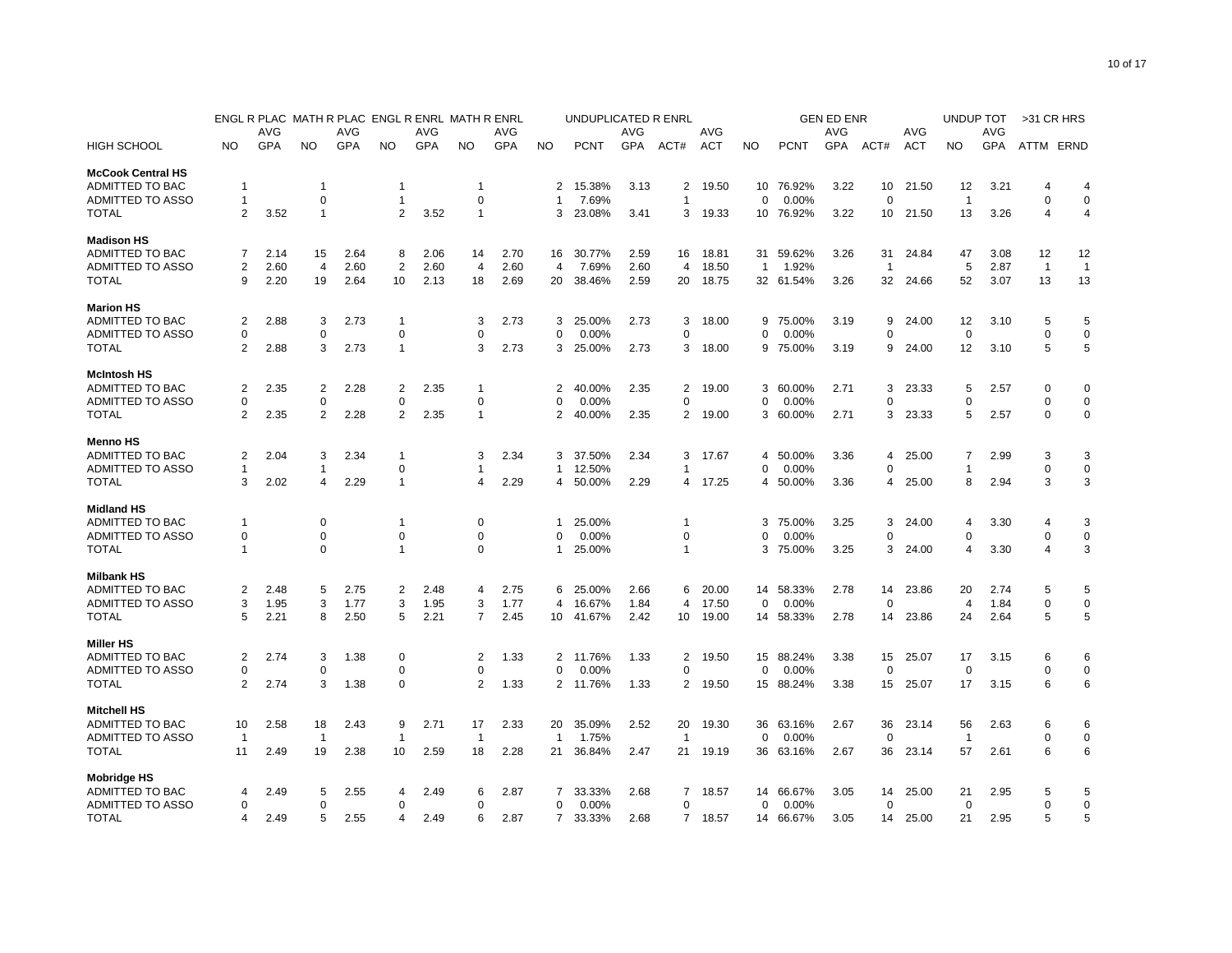| HIGH SCHOOL | ENGL R PLAC NO | ENGL R PLAC AVG GPA | MATH R PLAC NO | MATH R PLAC AVG GPA | ENGL R ENRL NO | ENGL R ENRL AVG GPA | MATH R ENRL NO | MATH R ENRL AVG GPA | UNDUPLICATED R ENRL NO | UNDUPLICATED R ENRL PCNT | UNDUPLICATED R ENRL AVG GPA | UNDUPLICATED R ENRL ACT# | UNDUPLICATED R ENRL AVG ACT | GEN ED ENR NO | GEN ED ENR PCNT | GEN ED ENR AVG GPA | GEN ED ENR ACT# | GEN ED ENR AVG ACT | UNDUP TOT NO | UNDUP TOT AVG GPA | >31 CR HRS ATTM | >31 CR HRS ERND |
|---|---|---|---|---|---|---|---|---|---|---|---|---|---|---|---|---|---|---|---|---|---|---|
| **McCook Central HS** | | | | | | | | | | | | | | | | | | | | | | |
| ADMITTED TO BAC | 1 | | 1 | | 1 | | 1 | | 2 | 15.38% | 3.13 | 2 | 19.50 | 10 | 76.92% | 3.22 | 10 | 21.50 | 12 | 3.21 | 4 | 4 |
| ADMITTED TO ASSO | 1 | | 0 | | 1 | | 0 | | 1 | 7.69% | | 1 | | 0 | 0.00% | | 0 | | 1 | | 0 | 0 |
| TOTAL | 2 | 3.52 | 1 | | 2 | 3.52 | 1 | | 3 | 23.08% | 3.41 | 3 | 19.33 | 10 | 76.92% | 3.22 | 10 | 21.50 | 13 | 3.26 | 4 | 4 |
| **Madison HS** | | | | | | | | | | | | | | | | | | | | | | |
| ADMITTED TO BAC | 7 | 2.14 | 15 | 2.64 | 8 | 2.06 | 14 | 2.70 | 16 | 30.77% | 2.59 | 16 | 18.81 | 31 | 59.62% | 3.26 | 31 | 24.84 | 47 | 3.08 | 12 | 12 |
| ADMITTED TO ASSO | 2 | 2.60 | 4 | 2.60 | 2 | 2.60 | 4 | 2.60 | 4 | 7.69% | 2.60 | 4 | 18.50 | 1 | 1.92% | | 1 | | 5 | 2.87 | 1 | 1 |
| TOTAL | 9 | 2.20 | 19 | 2.64 | 10 | 2.13 | 18 | 2.69 | 20 | 38.46% | 2.59 | 20 | 18.75 | 32 | 61.54% | 3.26 | 32 | 24.66 | 52 | 3.07 | 13 | 13 |
| **Marion HS** | | | | | | | | | | | | | | | | | | | | | | |
| ADMITTED TO BAC | 2 | 2.88 | 3 | 2.73 | 1 | | 3 | 2.73 | 3 | 25.00% | 2.73 | 3 | 18.00 | 9 | 75.00% | 3.19 | 9 | 24.00 | 12 | 3.10 | 5 | 5 |
| ADMITTED TO ASSO | 0 | | 0 | | 0 | | 0 | | 0 | 0.00% | | 0 | | 0 | 0.00% | | 0 | | 0 | | 0 | 0 |
| TOTAL | 2 | 2.88 | 3 | 2.73 | 1 | | 3 | 2.73 | 3 | 25.00% | 2.73 | 3 | 18.00 | 9 | 75.00% | 3.19 | 9 | 24.00 | 12 | 3.10 | 5 | 5 |
| **McIntosh HS** | | | | | | | | | | | | | | | | | | | | | | |
| ADMITTED TO BAC | 2 | 2.35 | 2 | 2.28 | 2 | 2.35 | 1 | | 2 | 40.00% | 2.35 | 2 | 19.00 | 3 | 60.00% | 2.71 | 3 | 23.33 | 5 | 2.57 | 0 | 0 |
| ADMITTED TO ASSO | 0 | | 0 | | 0 | | 0 | | 0 | 0.00% | | 0 | | 0 | 0.00% | | 0 | | 0 | | 0 | 0 |
| TOTAL | 2 | 2.35 | 2 | 2.28 | 2 | 2.35 | 1 | | 2 | 40.00% | 2.35 | 2 | 19.00 | 3 | 60.00% | 2.71 | 3 | 23.33 | 5 | 2.57 | 0 | 0 |
| **Menno HS** | | | | | | | | | | | | | | | | | | | | | | |
| ADMITTED TO BAC | 2 | 2.04 | 3 | 2.34 | 1 | | 3 | 2.34 | 3 | 37.50% | 2.34 | 3 | 17.67 | 4 | 50.00% | 3.36 | 4 | 25.00 | 7 | 2.99 | 3 | 3 |
| ADMITTED TO ASSO | 1 | | 1 | | 0 | | 1 | | 1 | 12.50% | | 1 | | 0 | 0.00% | | 0 | | 1 | | 0 | 0 |
| TOTAL | 3 | 2.02 | 4 | 2.29 | 1 | | 4 | 2.29 | 4 | 50.00% | 2.29 | 4 | 17.25 | 4 | 50.00% | 3.36 | 4 | 25.00 | 8 | 2.94 | 3 | 3 |
| **Midland HS** | | | | | | | | | | | | | | | | | | | | | | |
| ADMITTED TO BAC | 1 | | 0 | | 1 | | 0 | | 1 | 25.00% | | 1 | | 3 | 75.00% | 3.25 | 3 | 24.00 | 4 | 3.30 | 4 | 3 |
| ADMITTED TO ASSO | 0 | | 0 | | 0 | | 0 | | 0 | 0.00% | | 0 | | 0 | 0.00% | | 0 | | 0 | | 0 | 0 |
| TOTAL | 1 | | 0 | | 1 | | 0 | | 1 | 25.00% | | 1 | | 3 | 75.00% | 3.25 | 3 | 24.00 | 4 | 3.30 | 4 | 3 |
| **Milbank HS** | | | | | | | | | | | | | | | | | | | | | | |
| ADMITTED TO BAC | 2 | 2.48 | 5 | 2.75 | 2 | 2.48 | 4 | 2.75 | 6 | 25.00% | 2.66 | 6 | 20.00 | 14 | 58.33% | 2.78 | 14 | 23.86 | 20 | 2.74 | 5 | 5 |
| ADMITTED TO ASSO | 3 | 1.95 | 3 | 1.77 | 3 | 1.95 | 3 | 1.77 | 4 | 16.67% | 1.84 | 4 | 17.50 | 0 | 0.00% | | 0 | | 4 | 1.84 | 0 | 0 |
| TOTAL | 5 | 2.21 | 8 | 2.50 | 5 | 2.21 | 7 | 2.45 | 10 | 41.67% | 2.42 | 10 | 19.00 | 14 | 58.33% | 2.78 | 14 | 23.86 | 24 | 2.64 | 5 | 5 |
| **Miller HS** | | | | | | | | | | | | | | | | | | | | | | |
| ADMITTED TO BAC | 2 | 2.74 | 3 | 1.38 | 0 | | 2 | 1.33 | 2 | 11.76% | 1.33 | 2 | 19.50 | 15 | 88.24% | 3.38 | 15 | 25.07 | 17 | 3.15 | 6 | 6 |
| ADMITTED TO ASSO | 0 | | 0 | | 0 | | 0 | | 0 | 0.00% | | 0 | | 0 | 0.00% | | 0 | | 0 | | 0 | 0 |
| TOTAL | 2 | 2.74 | 3 | 1.38 | 0 | | 2 | 1.33 | 2 | 11.76% | 1.33 | 2 | 19.50 | 15 | 88.24% | 3.38 | 15 | 25.07 | 17 | 3.15 | 6 | 6 |
| **Mitchell HS** | | | | | | | | | | | | | | | | | | | | | | |
| ADMITTED TO BAC | 10 | 2.58 | 18 | 2.43 | 9 | 2.71 | 17 | 2.33 | 20 | 35.09% | 2.52 | 20 | 19.30 | 36 | 63.16% | 2.67 | 36 | 23.14 | 56 | 2.63 | 6 | 6 |
| ADMITTED TO ASSO | 1 | | 1 | | 1 | | 1 | | 1 | 1.75% | | 1 | | 0 | 0.00% | | 0 | | 1 | | 0 | 0 |
| TOTAL | 11 | 2.49 | 19 | 2.38 | 10 | 2.59 | 18 | 2.28 | 21 | 36.84% | 2.47 | 21 | 19.19 | 36 | 63.16% | 2.67 | 36 | 23.14 | 57 | 2.61 | 6 | 6 |
| **Mobridge HS** | | | | | | | | | | | | | | | | | | | | | | |
| ADMITTED TO BAC | 4 | 2.49 | 5 | 2.55 | 4 | 2.49 | 6 | 2.87 | 7 | 33.33% | 2.68 | 7 | 18.57 | 14 | 66.67% | 3.05 | 14 | 25.00 | 21 | 2.95 | 5 | 5 |
| ADMITTED TO ASSO | 0 | | 0 | | 0 | | 0 | | 0 | 0.00% | | 0 | | 0 | 0.00% | | 0 | | 0 | | 0 | 0 |
| TOTAL | 4 | 2.49 | 5 | 2.55 | 4 | 2.49 | 6 | 2.87 | 7 | 33.33% | 2.68 | 7 | 18.57 | 14 | 66.67% | 3.05 | 14 | 25.00 | 21 | 2.95 | 5 | 5 |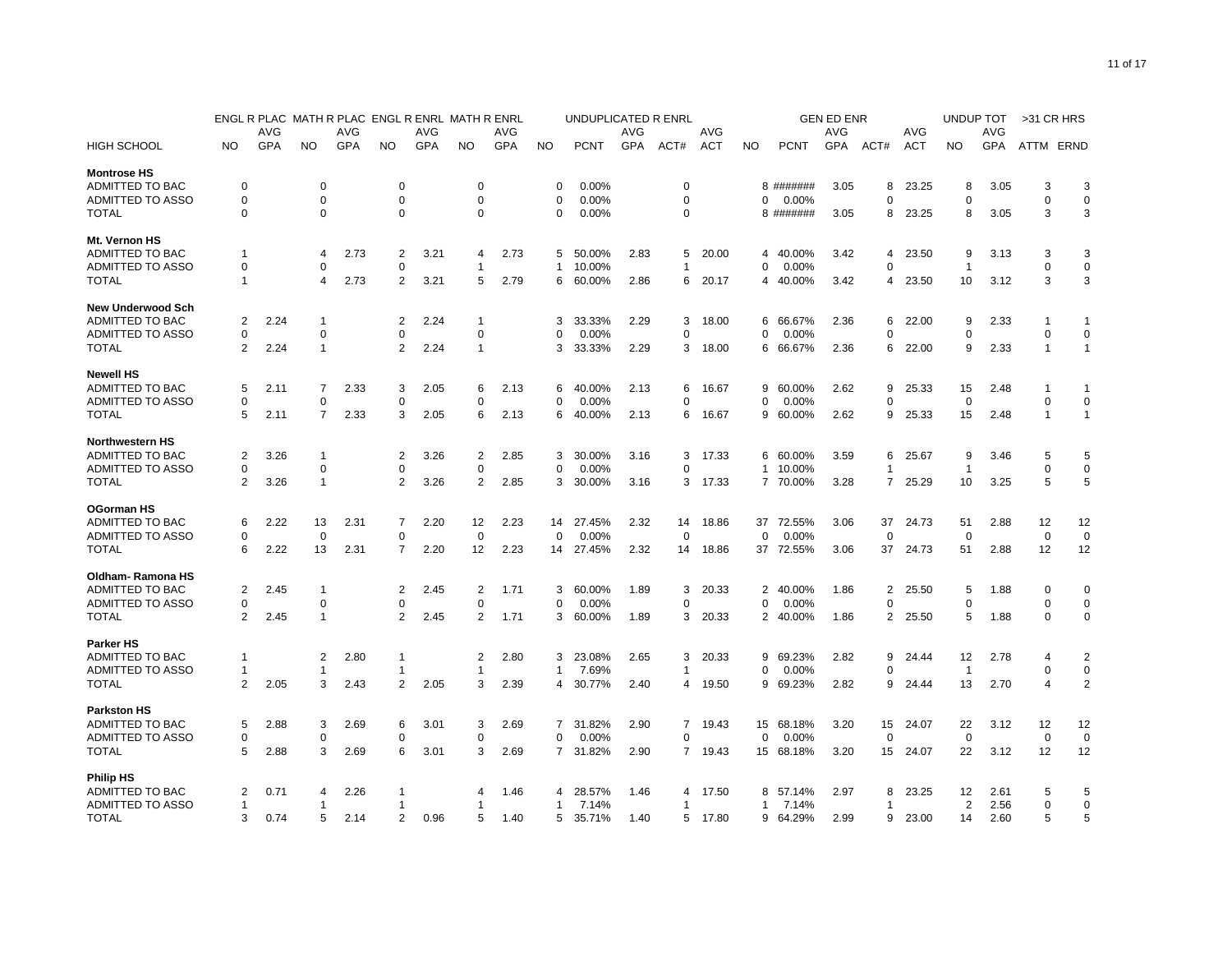| HIGH SCHOOL | ENGL R PLAC NO | ENGL R PLAC AVG GPA | MATH R PLAC NO | MATH R PLAC AVG GPA | ENGL R ENRL NO | ENGL R ENRL AVG GPA | MATH R ENRL NO | MATH R ENRL AVG GPA | UNDUPLICATED R ENRL NO | UNDUPLICATED R ENRL PCNT | UNDUPLICATED R ENRL AVG GPA | UNDUPLICATED R ENRL ACT# | UNDUPLICATED R ENRL AVG ACT | GEN ED ENR NO | GEN ED ENR PCNT | GEN ED ENR AVG GPA | GEN ED ENR ACT# | GEN ED ENR AVG ACT | UNDUP TOT NO | UNDUP TOT AVG GPA | >31 CR HRS ATTM | >31 CR HRS ERND |
|---|---|---|---|---|---|---|---|---|---|---|---|---|---|---|---|---|---|---|---|---|---|---|
| **Montrose HS** | | | | | | | | | | | | | | | | | | | | | | |
| ADMITTED TO BAC | 0 | | 0 | | 0 | | 0 | | 0 | 0.00% | | 0 | | 8 | ####### | 3.05 | 8 | 23.25 | 8 | 3.05 | 3 | 3 |
| ADMITTED TO ASSO | 0 | | 0 | | 0 | | 0 | | 0 | 0.00% | | 0 | | 0 | 0.00% | | 0 | | 0 | | 0 | 0 |
| TOTAL | 0 | | 0 | | 0 | | 0 | | 0 | 0.00% | | 0 | | 8 | ####### | 3.05 | 8 | 23.25 | 8 | 3.05 | 3 | 3 |
| **Mt. Vernon HS** | | | | | | | | | | | | | | | | | | | | | | |
| ADMITTED TO BAC | 1 | | 4 | 2.73 | 2 | 3.21 | 4 | 2.73 | 5 | 50.00% | 2.83 | 5 | 20.00 | 4 | 40.00% | 3.42 | 4 | 23.50 | 9 | 3.13 | 3 | 3 |
| ADMITTED TO ASSO | 0 | | 0 | | 0 | | 1 | | 1 | 10.00% | | 1 | | 0 | 0.00% | | 0 | | 1 | | 0 | 0 |
| TOTAL | 1 | | 4 | 2.73 | 2 | 3.21 | 5 | 2.79 | 6 | 60.00% | 2.86 | 6 | 20.17 | 4 | 40.00% | 3.42 | 4 | 23.50 | 10 | 3.12 | 3 | 3 |
| **New Underwood Sch** | | | | | | | | | | | | | | | | | | | | | | |
| ADMITTED TO BAC | 2 | 2.24 | 1 | | 2 | 2.24 | 1 | | 3 | 33.33% | 2.29 | 3 | 18.00 | 6 | 66.67% | 2.36 | 6 | 22.00 | 9 | 2.33 | 1 | 1 |
| ADMITTED TO ASSO | 0 | | 0 | | 0 | | 0 | | 0 | 0.00% | | 0 | | 0 | 0.00% | | 0 | | 0 | | 0 | 0 |
| TOTAL | 2 | 2.24 | 1 | | 2 | 2.24 | 1 | | 3 | 33.33% | 2.29 | 3 | 18.00 | 6 | 66.67% | 2.36 | 6 | 22.00 | 9 | 2.33 | 1 | 1 |
| **Newell HS** | | | | | | | | | | | | | | | | | | | | | | |
| ADMITTED TO BAC | 5 | 2.11 | 7 | 2.33 | 3 | 2.05 | 6 | 2.13 | 6 | 40.00% | 2.13 | 6 | 16.67 | 9 | 60.00% | 2.62 | 9 | 25.33 | 15 | 2.48 | 1 | 1 |
| ADMITTED TO ASSO | 0 | | 0 | | 0 | | 0 | | 0 | 0.00% | | 0 | | 0 | 0.00% | | 0 | | 0 | | 0 | 0 |
| TOTAL | 5 | 2.11 | 7 | 2.33 | 3 | 2.05 | 6 | 2.13 | 6 | 40.00% | 2.13 | 6 | 16.67 | 9 | 60.00% | 2.62 | 9 | 25.33 | 15 | 2.48 | 1 | 1 |
| **Northwestern HS** | | | | | | | | | | | | | | | | | | | | | | |
| ADMITTED TO BAC | 2 | 3.26 | 1 | | 2 | 3.26 | 2 | 2.85 | 3 | 30.00% | 3.16 | 3 | 17.33 | 6 | 60.00% | 3.59 | 6 | 25.67 | 9 | 3.46 | 5 | 5 |
| ADMITTED TO ASSO | 0 | | 0 | | 0 | | 0 | | 0 | 0.00% | | 0 | | 1 | 10.00% | | 1 | | 1 | | 0 | 0 |
| TOTAL | 2 | 3.26 | 1 | | 2 | 3.26 | 2 | 2.85 | 3 | 30.00% | 3.16 | 3 | 17.33 | 7 | 70.00% | 3.28 | 7 | 25.29 | 10 | 3.25 | 5 | 5 |
| **OGorman HS** | | | | | | | | | | | | | | | | | | | | | | |
| ADMITTED TO BAC | 6 | 2.22 | 13 | 2.31 | 7 | 2.20 | 12 | 2.23 | 14 | 27.45% | 2.32 | 14 | 18.86 | 37 | 72.55% | 3.06 | 37 | 24.73 | 51 | 2.88 | 12 | 12 |
| ADMITTED TO ASSO | 0 | | 0 | | 0 | | 0 | | 0 | 0.00% | | 0 | | 0 | 0.00% | | 0 | | 0 | | 0 | 0 |
| TOTAL | 6 | 2.22 | 13 | 2.31 | 7 | 2.20 | 12 | 2.23 | 14 | 27.45% | 2.32 | 14 | 18.86 | 37 | 72.55% | 3.06 | 37 | 24.73 | 51 | 2.88 | 12 | 12 |
| **Oldham- Ramona HS** | | | | | | | | | | | | | | | | | | | | | | |
| ADMITTED TO BAC | 2 | 2.45 | 1 | | 2 | 2.45 | 2 | 1.71 | 3 | 60.00% | 1.89 | 3 | 20.33 | 2 | 40.00% | 1.86 | 2 | 25.50 | 5 | 1.88 | 0 | 0 |
| ADMITTED TO ASSO | 0 | | 0 | | 0 | | 0 | | 0 | 0.00% | | 0 | | 0 | 0.00% | | 0 | | 0 | | 0 | 0 |
| TOTAL | 2 | 2.45 | 1 | | 2 | 2.45 | 2 | 1.71 | 3 | 60.00% | 1.89 | 3 | 20.33 | 2 | 40.00% | 1.86 | 2 | 25.50 | 5 | 1.88 | 0 | 0 |
| **Parker HS** | | | | | | | | | | | | | | | | | | | | | | |
| ADMITTED TO BAC | 1 | | 2 | 2.80 | 1 | | 2 | 2.80 | 3 | 23.08% | 2.65 | 3 | 20.33 | 9 | 69.23% | 2.82 | 9 | 24.44 | 12 | 2.78 | 4 | 2 |
| ADMITTED TO ASSO | 1 | | 1 | | 1 | | 1 | | 1 | 7.69% | | 1 | | 0 | 0.00% | | 0 | | 1 | | 0 | 0 |
| TOTAL | 2 | 2.05 | 3 | 2.43 | 2 | 2.05 | 3 | 2.39 | 4 | 30.77% | 2.40 | 4 | 19.50 | 9 | 69.23% | 2.82 | 9 | 24.44 | 13 | 2.70 | 4 | 2 |
| **Parkston HS** | | | | | | | | | | | | | | | | | | | | | | |
| ADMITTED TO BAC | 5 | 2.88 | 3 | 2.69 | 6 | 3.01 | 3 | 2.69 | 7 | 31.82% | 2.90 | 7 | 19.43 | 15 | 68.18% | 3.20 | 15 | 24.07 | 22 | 3.12 | 12 | 12 |
| ADMITTED TO ASSO | 0 | | 0 | | 0 | | 0 | | 0 | 0.00% | | 0 | | 0 | 0.00% | | 0 | | 0 | | 0 | 0 |
| TOTAL | 5 | 2.88 | 3 | 2.69 | 6 | 3.01 | 3 | 2.69 | 7 | 31.82% | 2.90 | 7 | 19.43 | 15 | 68.18% | 3.20 | 15 | 24.07 | 22 | 3.12 | 12 | 12 |
| **Philip HS** | | | | | | | | | | | | | | | | | | | | | | |
| ADMITTED TO BAC | 2 | 0.71 | 4 | 2.26 | 1 | | 4 | 1.46 | 4 | 28.57% | 1.46 | 4 | 17.50 | 8 | 57.14% | 2.97 | 8 | 23.25 | 12 | 2.61 | 5 | 5 |
| ADMITTED TO ASSO | 1 | | 1 | | 1 | | 1 | | 1 | 7.14% | | 1 | | 1 | 7.14% | | 1 | | 2 | 2.56 | 0 | 0 |
| TOTAL | 3 | 0.74 | 5 | 2.14 | 2 | 0.96 | 5 | 1.40 | 5 | 35.71% | 1.40 | 5 | 17.80 | 9 | 64.29% | 2.99 | 9 | 23.00 | 14 | 2.60 | 5 | 5 |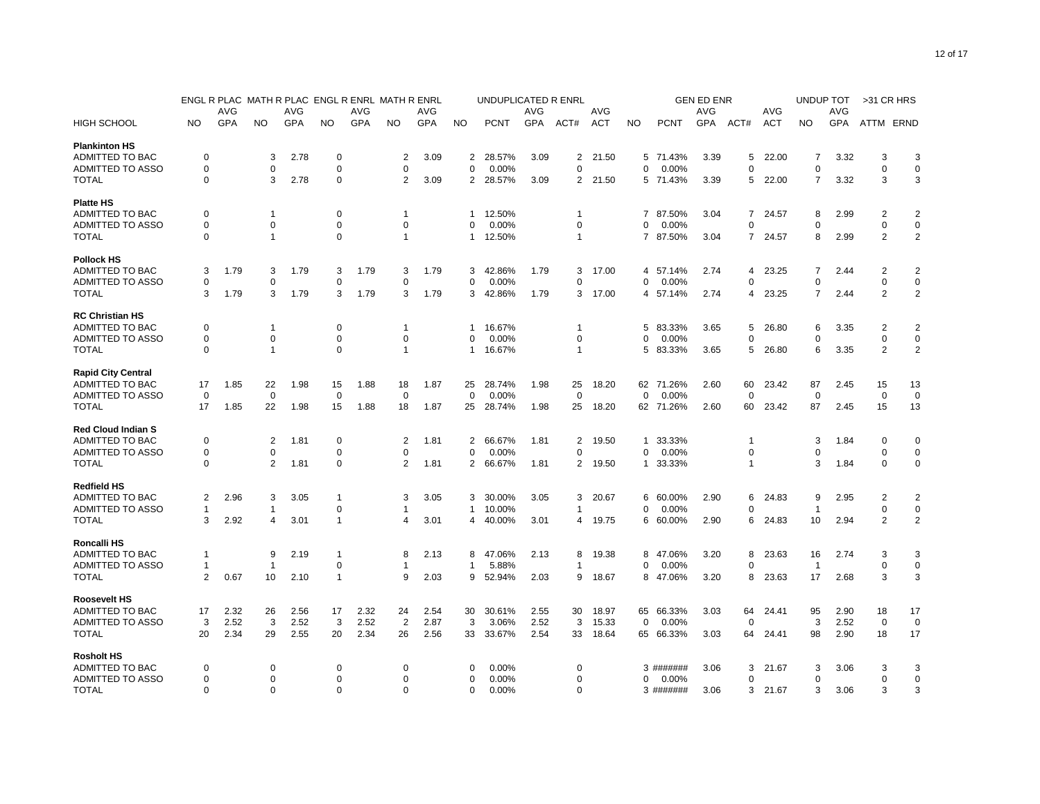| HIGH SCHOOL | ENGL R PLAC NO | ENGL R PLAC AVG GPA | MATH R PLAC NO | MATH R PLAC AVG GPA | ENGL R ENRL NO | ENGL R ENRL AVG GPA | MATH R ENRL NO | MATH R ENRL AVG GPA | UNDUPLICATED R ENRL NO | UNDUPLICATED R ENRL PCNT | UNDUPLICATED R ENRL AVG GPA | UNDUPLICATED R ENRL ACT# | UNDUPLICATED R ENRL AVG ACT | GEN ED ENR NO | GEN ED ENR PCNT | GEN ED ENR AVG GPA | GEN ED ENR ACT# | GEN ED ENR AVG ACT | UNDUP TOT NO | UNDUP TOT AVG GPA | >31 CR HRS ATTM | >31 CR HRS ERND |
|---|---|---|---|---|---|---|---|---|---|---|---|---|---|---|---|---|---|---|---|---|---|---|
| **Plankinton HS** | | | | | | | | | | | | | | | | | | | | | | |
| ADMITTED TO BAC | 0 | | 3 | 2.78 | 0 | | 2 | 3.09 | 2 | 28.57% | 3.09 | 2 | 21.50 | 5 | 71.43% | 3.39 | 5 | 22.00 | 7 | 3.32 | 3 | 3 |
| ADMITTED TO ASSO | 0 | | 0 | | 0 | | 0 | | 0 | 0.00% | | 0 | | 0 | 0.00% | | 0 | | 0 | | 0 | 0 |
| TOTAL | 0 | | 3 | 2.78 | 0 | | 2 | 3.09 | 2 | 28.57% | 3.09 | 2 | 21.50 | 5 | 71.43% | 3.39 | 5 | 22.00 | 7 | 3.32 | 3 | 3 |
| **Platte HS** | | | | | | | | | | | | | | | | | | | | | | |
| ADMITTED TO BAC | 0 | | 1 | | 0 | | 1 | | 1 | 12.50% | | 1 | | 7 | 87.50% | 3.04 | 7 | 24.57 | 8 | 2.99 | 2 | 2 |
| ADMITTED TO ASSO | 0 | | 0 | | 0 | | 0 | | 0 | 0.00% | | 0 | | 0 | 0.00% | | 0 | | 0 | | 0 | 0 |
| TOTAL | 0 | | 1 | | 0 | | 1 | | 1 | 12.50% | | 1 | | 7 | 87.50% | 3.04 | 7 | 24.57 | 8 | 2.99 | 2 | 2 |
| **Pollock HS** | | | | | | | | | | | | | | | | | | | | | | |
| ADMITTED TO BAC | 3 | 1.79 | 3 | 1.79 | 3 | 1.79 | 3 | 1.79 | 3 | 42.86% | 1.79 | 3 | 17.00 | 4 | 57.14% | 2.74 | 4 | 23.25 | 7 | 2.44 | 2 | 2 |
| ADMITTED TO ASSO | 0 | | 0 | | 0 | | 0 | | 0 | 0.00% | | 0 | | 0 | 0.00% | | 0 | | 0 | | 0 | 0 |
| TOTAL | 3 | 1.79 | 3 | 1.79 | 3 | 1.79 | 3 | 1.79 | 3 | 42.86% | 1.79 | 3 | 17.00 | 4 | 57.14% | 2.74 | 4 | 23.25 | 7 | 2.44 | 2 | 2 |
| **RC Christian HS** | | | | | | | | | | | | | | | | | | | | | | |
| ADMITTED TO BAC | 0 | | 1 | | 0 | | 1 | | 1 | 16.67% | | 1 | | 5 | 83.33% | 3.65 | 5 | 26.80 | 6 | 3.35 | 2 | 2 |
| ADMITTED TO ASSO | 0 | | 0 | | 0 | | 0 | | 0 | 0.00% | | 0 | | 0 | 0.00% | | 0 | | 0 | | 0 | 0 |
| TOTAL | 0 | | 1 | | 0 | | 1 | | 1 | 16.67% | | 1 | | 5 | 83.33% | 3.65 | 5 | 26.80 | 6 | 3.35 | 2 | 2 |
| **Rapid City Central** | | | | | | | | | | | | | | | | | | | | | | |
| ADMITTED TO BAC | 17 | 1.85 | 22 | 1.98 | 15 | 1.88 | 18 | 1.87 | 25 | 28.74% | 1.98 | 25 | 18.20 | 62 | 71.26% | 2.60 | 60 | 23.42 | 87 | 2.45 | 15 | 13 |
| ADMITTED TO ASSO | 0 | | 0 | | 0 | | 0 | | 0 | 0.00% | | 0 | | 0 | 0.00% | | 0 | | 0 | | 0 | 0 |
| TOTAL | 17 | 1.85 | 22 | 1.98 | 15 | 1.88 | 18 | 1.87 | 25 | 28.74% | 1.98 | 25 | 18.20 | 62 | 71.26% | 2.60 | 60 | 23.42 | 87 | 2.45 | 15 | 13 |
| **Red Cloud Indian S** | | | | | | | | | | | | | | | | | | | | | | |
| ADMITTED TO BAC | 0 | | 2 | 1.81 | 0 | | 2 | 1.81 | 2 | 66.67% | 1.81 | 2 | 19.50 | 1 | 33.33% | | 1 | | 3 | 1.84 | 0 | 0 |
| ADMITTED TO ASSO | 0 | | 0 | | 0 | | 0 | | 0 | 0.00% | | 0 | | 0 | 0.00% | | 0 | | 0 | | 0 | 0 |
| TOTAL | 0 | | 2 | 1.81 | 0 | | 2 | 1.81 | 2 | 66.67% | 1.81 | 2 | 19.50 | 1 | 33.33% | | 1 | | 3 | 1.84 | 0 | 0 |
| **Redfield HS** | | | | | | | | | | | | | | | | | | | | | | |
| ADMITTED TO BAC | 2 | 2.96 | 3 | 3.05 | 1 | | 3 | 3.05 | 3 | 30.00% | 3.05 | 3 | 20.67 | 6 | 60.00% | 2.90 | 6 | 24.83 | 9 | 2.95 | 2 | 2 |
| ADMITTED TO ASSO | 1 | | 1 | | 0 | | 1 | | 1 | 10.00% | | 1 | | 0 | 0.00% | | 0 | | 1 | | 0 | 0 |
| TOTAL | 3 | 2.92 | 4 | 3.01 | 1 | | 4 | 3.01 | 4 | 40.00% | 3.01 | 4 | 19.75 | 6 | 60.00% | 2.90 | 6 | 24.83 | 10 | 2.94 | 2 | 2 |
| **Roncalli HS** | | | | | | | | | | | | | | | | | | | | | | |
| ADMITTED TO BAC | 1 | | 9 | 2.19 | 1 | | 8 | 2.13 | 8 | 47.06% | 2.13 | 8 | 19.38 | 8 | 47.06% | 3.20 | 8 | 23.63 | 16 | 2.74 | 3 | 3 |
| ADMITTED TO ASSO | 1 | | 1 | | 0 | | 1 | | 1 | 5.88% | | 1 | | 0 | 0.00% | | 0 | | 1 | | 0 | 0 |
| TOTAL | 2 | 0.67 | 10 | 2.10 | 1 | | 9 | 2.03 | 9 | 52.94% | 2.03 | 9 | 18.67 | 8 | 47.06% | 3.20 | 8 | 23.63 | 17 | 2.68 | 3 | 3 |
| **Roosevelt HS** | | | | | | | | | | | | | | | | | | | | | | |
| ADMITTED TO BAC | 17 | 2.32 | 26 | 2.56 | 17 | 2.32 | 24 | 2.54 | 30 | 30.61% | 2.55 | 30 | 18.97 | 65 | 66.33% | 3.03 | 64 | 24.41 | 95 | 2.90 | 18 | 17 |
| ADMITTED TO ASSO | 3 | 2.52 | 3 | 2.52 | 3 | 2.52 | 2 | 2.87 | 3 | 3.06% | 2.52 | 3 | 15.33 | 0 | 0.00% | | 0 | | 3 | 2.52 | 0 | 0 |
| TOTAL | 20 | 2.34 | 29 | 2.55 | 20 | 2.34 | 26 | 2.56 | 33 | 33.67% | 2.54 | 33 | 18.64 | 65 | 66.33% | 3.03 | 64 | 24.41 | 98 | 2.90 | 18 | 17 |
| **Rosholt HS** | | | | | | | | | | | | | | | | | | | | | | |
| ADMITTED TO BAC | 0 | | 0 | | 0 | | 0 | | 0 | 0.00% | | 0 | | 3 | ####### | 3.06 | 3 | 21.67 | 3 | 3.06 | 3 | 3 |
| ADMITTED TO ASSO | 0 | | 0 | | 0 | | 0 | | 0 | 0.00% | | 0 | | 0 | 0.00% | | 0 | | 0 | | 0 | 0 |
| TOTAL | 0 | | 0 | | 0 | | 0 | | 0 | 0.00% | | 0 | | 3 | ####### | 3.06 | 3 | 21.67 | 3 | 3.06 | 3 | 3 |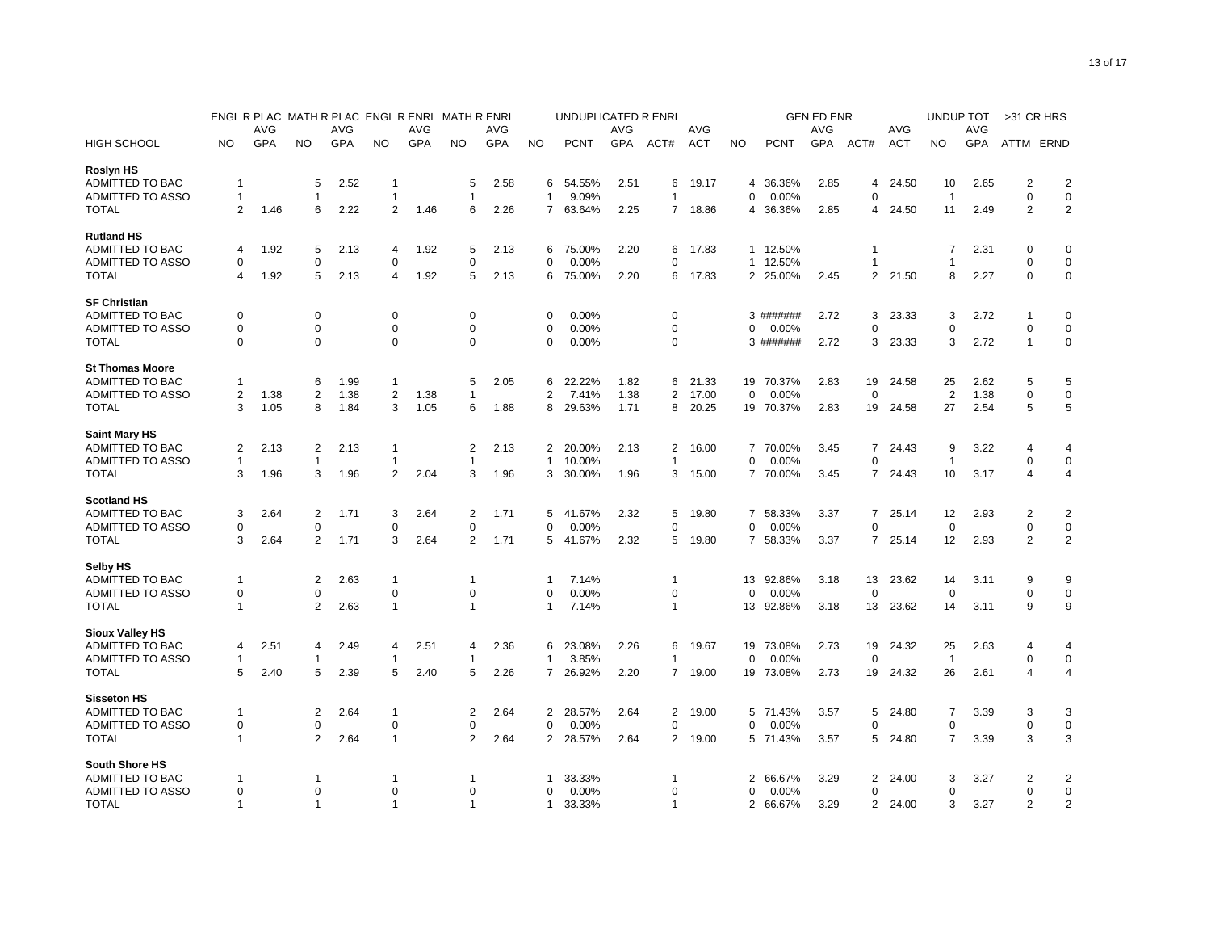| HIGH SCHOOL | ENGL R PLAC NO | ENGL R PLAC AVG GPA | MATH R PLAC NO | MATH R PLAC AVG GPA | ENGL R ENRL NO | ENGL R ENRL AVG GPA | MATH R ENRL NO | MATH R ENRL AVG GPA | UNDUPLICATED R ENRL NO | UNDUPLICATED R ENRL PCNT | UNDUPLICATED R ENRL AVG GPA | UNDUPLICATED R ENRL ACT# | UNDUPLICATED R ENRL AVG ACT | GEN ED ENR NO | GEN ED ENR PCNT | GEN ED ENR AVG GPA | GEN ED ENR ACT# | GEN ED ENR AVG ACT | UNDUP TOT NO | UNDUP TOT AVG GPA | >31 CR HRS ATTM | >31 CR HRS ERND |
|---|---|---|---|---|---|---|---|---|---|---|---|---|---|---|---|---|---|---|---|---|---|---|
| **Roslyn HS** | | | | | | | | | | | | | | | | | | | | | | |
| ADMITTED TO BAC | 1 | | 5 | 2.52 | 1 | | 5 | 2.58 | 6 | 54.55% | 2.51 | 6 | 19.17 | 4 | 36.36% | 2.85 | 4 | 24.50 | 10 | 2.65 | 2 | 2 |
| ADMITTED TO ASSO | 1 | | 1 | | 1 | | 1 | | 1 | 9.09% | | 1 | | 0 | 0.00% | | 0 | | 1 | | 0 | 0 |
| TOTAL | 2 | 1.46 | 6 | 2.22 | 2 | 1.46 | 6 | 2.26 | 7 | 63.64% | 2.25 | 7 | 18.86 | 4 | 36.36% | 2.85 | 4 | 24.50 | 11 | 2.49 | 2 | 2 |
| **Rutland HS** | | | | | | | | | | | | | | | | | | | | | | |
| ADMITTED TO BAC | 4 | 1.92 | 5 | 2.13 | 4 | 1.92 | 5 | 2.13 | 6 | 75.00% | 2.20 | 6 | 17.83 | 1 | 12.50% | | 1 | | 7 | 2.31 | 0 | 0 |
| ADMITTED TO ASSO | 0 | | 0 | | 0 | | 0 | | 0 | 0.00% | | 0 | | 1 | 12.50% | | 1 | | 1 | | 0 | 0 |
| TOTAL | 4 | 1.92 | 5 | 2.13 | 4 | 1.92 | 5 | 2.13 | 6 | 75.00% | 2.20 | 6 | 17.83 | 2 | 25.00% | 2.45 | 2 | 21.50 | 8 | 2.27 | 0 | 0 |
| **SF Christian** | | | | | | | | | | | | | | | | | | | | | | |
| ADMITTED TO BAC | 0 | | 0 | | 0 | | 0 | | 0 | 0.00% | | 0 | | 3 | ####### | 2.72 | 3 | 23.33 | 3 | 2.72 | 1 | 0 |
| ADMITTED TO ASSO | 0 | | 0 | | 0 | | 0 | | 0 | 0.00% | | 0 | | 0 | 0.00% | | 0 | | 0 | | 0 | 0 |
| TOTAL | 0 | | 0 | | 0 | | 0 | | 0 | 0.00% | | 0 | | 3 | ####### | 2.72 | 3 | 23.33 | 3 | 2.72 | 1 | 0 |
| **St Thomas Moore** | | | | | | | | | | | | | | | | | | | | | | |
| ADMITTED TO BAC | 1 | | 6 | 1.99 | 1 | | 5 | 2.05 | 6 | 22.22% | 1.82 | 6 | 21.33 | 19 | 70.37% | 2.83 | 19 | 24.58 | 25 | 2.62 | 5 | 5 |
| ADMITTED TO ASSO | 2 | 1.38 | 2 | 1.38 | 2 | 1.38 | 1 | | 2 | 7.41% | 1.38 | 2 | 17.00 | 0 | 0.00% | | 0 | | 2 | 1.38 | 0 | 0 |
| TOTAL | 3 | 1.05 | 8 | 1.84 | 3 | 1.05 | 6 | 1.88 | 8 | 29.63% | 1.71 | 8 | 20.25 | 19 | 70.37% | 2.83 | 19 | 24.58 | 27 | 2.54 | 5 | 5 |
| **Saint Mary HS** | | | | | | | | | | | | | | | | | | | | | | |
| ADMITTED TO BAC | 2 | 2.13 | 2 | 2.13 | 1 | | 2 | 2.13 | 2 | 20.00% | 2.13 | 2 | 16.00 | 7 | 70.00% | 3.45 | 7 | 24.43 | 9 | 3.22 | 4 | 4 |
| ADMITTED TO ASSO | 1 | | 1 | | 1 | | 1 | | 1 | 10.00% | | 1 | | 0 | 0.00% | | 0 | | 1 | | 0 | 0 |
| TOTAL | 3 | 1.96 | 3 | 1.96 | 2 | 2.04 | 3 | 1.96 | 3 | 30.00% | 1.96 | 3 | 15.00 | 7 | 70.00% | 3.45 | 7 | 24.43 | 10 | 3.17 | 4 | 4 |
| **Scotland HS** | | | | | | | | | | | | | | | | | | | | | | |
| ADMITTED TO BAC | 3 | 2.64 | 2 | 1.71 | 3 | 2.64 | 2 | 1.71 | 5 | 41.67% | 2.32 | 5 | 19.80 | 7 | 58.33% | 3.37 | 7 | 25.14 | 12 | 2.93 | 2 | 2 |
| ADMITTED TO ASSO | 0 | | 0 | | 0 | | 0 | | 0 | 0.00% | | 0 | | 0 | 0.00% | | 0 | | 0 | | 0 | 0 |
| TOTAL | 3 | 2.64 | 2 | 1.71 | 3 | 2.64 | 2 | 1.71 | 5 | 41.67% | 2.32 | 5 | 19.80 | 7 | 58.33% | 3.37 | 7 | 25.14 | 12 | 2.93 | 2 | 2 |
| **Selby HS** | | | | | | | | | | | | | | | | | | | | | | |
| ADMITTED TO BAC | 1 | | 2 | 2.63 | 1 | | 1 | | 1 | 7.14% | | 1 | | 13 | 92.86% | 3.18 | 13 | 23.62 | 14 | 3.11 | 9 | 9 |
| ADMITTED TO ASSO | 0 | | 0 | | 0 | | 0 | | 0 | 0.00% | | 0 | | 0 | 0.00% | | 0 | | 0 | | 0 | 0 |
| TOTAL | 1 | | 2 | 2.63 | 1 | | 1 | | 1 | 7.14% | | 1 | | 13 | 92.86% | 3.18 | 13 | 23.62 | 14 | 3.11 | 9 | 9 |
| **Sioux Valley HS** | | | | | | | | | | | | | | | | | | | | | | |
| ADMITTED TO BAC | 4 | 2.51 | 4 | 2.49 | 4 | 2.51 | 4 | 2.36 | 6 | 23.08% | 2.26 | 6 | 19.67 | 19 | 73.08% | 2.73 | 19 | 24.32 | 25 | 2.63 | 4 | 4 |
| ADMITTED TO ASSO | 1 | | 1 | | 1 | | 1 | | 1 | 3.85% | | 1 | | 0 | 0.00% | | 0 | | 1 | | 0 | 0 |
| TOTAL | 5 | 2.40 | 5 | 2.39 | 5 | 2.40 | 5 | 2.26 | 7 | 26.92% | 2.20 | 7 | 19.00 | 19 | 73.08% | 2.73 | 19 | 24.32 | 26 | 2.61 | 4 | 4 |
| **Sisseton HS** | | | | | | | | | | | | | | | | | | | | | | |
| ADMITTED TO BAC | 1 | | 2 | 2.64 | 1 | | 2 | 2.64 | 2 | 28.57% | 2.64 | 2 | 19.00 | 5 | 71.43% | 3.57 | 5 | 24.80 | 7 | 3.39 | 3 | 3 |
| ADMITTED TO ASSO | 0 | | 0 | | 0 | | 0 | | 0 | 0.00% | | 0 | | 0 | 0.00% | | 0 | | 0 | | 0 | 0 |
| TOTAL | 1 | | 2 | 2.64 | 1 | | 2 | 2.64 | 2 | 28.57% | 2.64 | 2 | 19.00 | 5 | 71.43% | 3.57 | 5 | 24.80 | 7 | 3.39 | 3 | 3 |
| **South Shore HS** | | | | | | | | | | | | | | | | | | | | | | |
| ADMITTED TO BAC | 1 | | 1 | | 1 | | 1 | | 1 | 33.33% | | 1 | | 2 | 66.67% | 3.29 | 2 | 24.00 | 3 | 3.27 | 2 | 2 |
| ADMITTED TO ASSO | 0 | | 0 | | 0 | | 0 | | 0 | 0.00% | | 0 | | 0 | 0.00% | | 0 | | 0 | | 0 | 0 |
| TOTAL | 1 | | 1 | | 1 | | 1 | | 1 | 33.33% | | 1 | | 2 | 66.67% | 3.29 | 2 | 24.00 | 3 | 3.27 | 2 | 2 |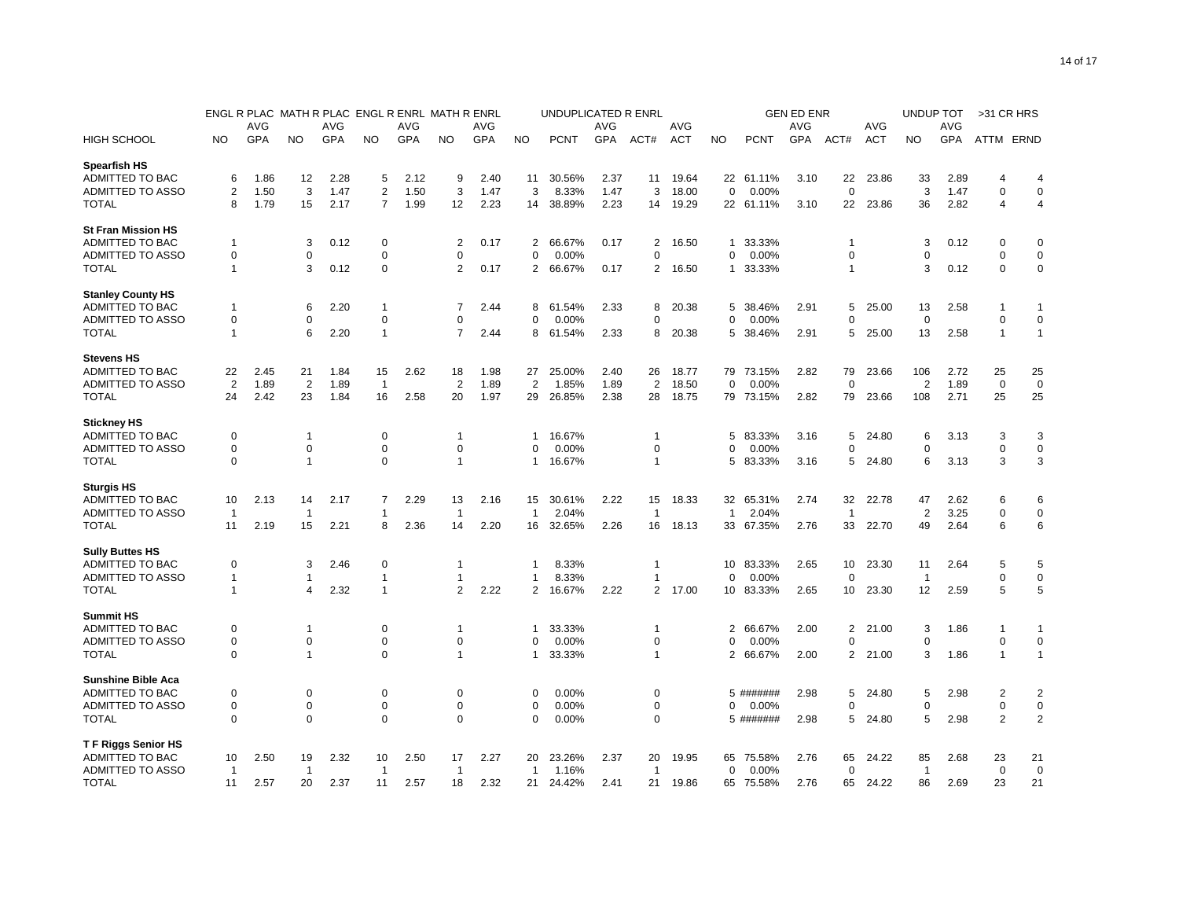| | ENGL R PLAC | | MATH R PLAC | | ENGL R ENRL | | MATH R ENRL | | UNDUPLICATED R ENRL | | | | | GEN ED ENR | | | | | UNDUP TOT | | >31 CR HRS | |
|---|---|---|---|---|---|---|---|---|---|---|---|---|---|---|---|---|---|---|---|---|---|---|
| HIGH SCHOOL | NO | AVG GPA | NO | AVG GPA | NO | AVG GPA | NO | AVG GPA | NO | PCNT | AVG GPA | ACT# | AVG ACT | NO | PCNT | AVG GPA | ACT# | AVG ACT | NO | AVG GPA | ATTM | ERND |
| **Spearfish HS** | | | | | | | | | | | | | | | | | | | | | | |
| ADMITTED TO BAC | 6 | 1.86 | 12 | 2.28 | 5 | 2.12 | 9 | 2.40 | 11 | 30.56% | 2.37 | 11 | 19.64 | 22 | 61.11% | 3.10 | 22 | 23.86 | 33 | 2.89 | 4 | 4 |
| ADMITTED TO ASSO | 2 | 1.50 | 3 | 1.47 | 2 | 1.50 | 3 | 1.47 | 3 | 8.33% | 1.47 | 3 | 18.00 | 0 | 0.00% | | 0 | | 3 | 1.47 | 0 | 0 |
| TOTAL | 8 | 1.79 | 15 | 2.17 | 7 | 1.99 | 12 | 2.23 | 14 | 38.89% | 2.23 | 14 | 19.29 | 22 | 61.11% | 3.10 | 22 | 23.86 | 36 | 2.82 | 4 | 4 |
| **St Fran Mission HS** | | | | | | | | | | | | | | | | | | | | | | |
| ADMITTED TO BAC | 1 | | 3 | 0.12 | 0 | | 2 | 0.17 | 2 | 66.67% | 0.17 | 2 | 16.50 | 1 | 33.33% | | 1 | | 3 | 0.12 | 0 | 0 |
| ADMITTED TO ASSO | 0 | | 0 | | 0 | | 0 | | 0 | 0.00% | | 0 | | 0 | 0.00% | | 0 | | 0 | | 0 | 0 |
| TOTAL | 1 | | 3 | 0.12 | 0 | | 2 | 0.17 | 2 | 66.67% | 0.17 | 2 | 16.50 | 1 | 33.33% | | 1 | | 3 | 0.12 | 0 | 0 |
| **Stanley County HS** | | | | | | | | | | | | | | | | | | | | | | |
| ADMITTED TO BAC | 1 | | 6 | 2.20 | 1 | | 7 | 2.44 | 8 | 61.54% | 2.33 | 8 | 20.38 | 5 | 38.46% | 2.91 | 5 | 25.00 | 13 | 2.58 | 1 | 1 |
| ADMITTED TO ASSO | 0 | | 0 | | 0 | | 0 | | 0 | 0.00% | | 0 | | 0 | 0.00% | | 0 | | 0 | | 0 | 0 |
| TOTAL | 1 | | 6 | 2.20 | 1 | | 7 | 2.44 | 8 | 61.54% | 2.33 | 8 | 20.38 | 5 | 38.46% | 2.91 | 5 | 25.00 | 13 | 2.58 | 1 | 1 |
| **Stevens HS** | | | | | | | | | | | | | | | | | | | | | | |
| ADMITTED TO BAC | 22 | 2.45 | 21 | 1.84 | 15 | 2.62 | 18 | 1.98 | 27 | 25.00% | 2.40 | 26 | 18.77 | 79 | 73.15% | 2.82 | 79 | 23.66 | 106 | 2.72 | 25 | 25 |
| ADMITTED TO ASSO | 2 | 1.89 | 2 | 1.89 | 1 | | 2 | 1.89 | 2 | 1.85% | 1.89 | 2 | 18.50 | 0 | 0.00% | | 0 | | 2 | 1.89 | 0 | 0 |
| TOTAL | 24 | 2.42 | 23 | 1.84 | 16 | 2.58 | 20 | 1.97 | 29 | 26.85% | 2.38 | 28 | 18.75 | 79 | 73.15% | 2.82 | 79 | 23.66 | 108 | 2.71 | 25 | 25 |
| **Stickney HS** | | | | | | | | | | | | | | | | | | | | | | |
| ADMITTED TO BAC | 0 | | 1 | | 0 | | 1 | | 1 | 16.67% | | 1 | | 5 | 83.33% | 3.16 | 5 | 24.80 | 6 | 3.13 | 3 | 3 |
| ADMITTED TO ASSO | 0 | | 0 | | 0 | | 0 | | 0 | 0.00% | | 0 | | 0 | 0.00% | | 0 | | 0 | | 0 | 0 |
| TOTAL | 0 | | 1 | | 0 | | 1 | | 1 | 16.67% | | 1 | | 5 | 83.33% | 3.16 | 5 | 24.80 | 6 | 3.13 | 3 | 3 |
| **Sturgis HS** | | | | | | | | | | | | | | | | | | | | | | |
| ADMITTED TO BAC | 10 | 2.13 | 14 | 2.17 | 7 | 2.29 | 13 | 2.16 | 15 | 30.61% | 2.22 | 15 | 18.33 | 32 | 65.31% | 2.74 | 32 | 22.78 | 47 | 2.62 | 6 | 6 |
| ADMITTED TO ASSO | 1 | | 1 | | 1 | | 1 | | 1 | 2.04% | | 1 | | 1 | 2.04% | | 1 | | 2 | 3.25 | 0 | 0 |
| TOTAL | 11 | 2.19 | 15 | 2.21 | 8 | 2.36 | 14 | 2.20 | 16 | 32.65% | 2.26 | 16 | 18.13 | 33 | 67.35% | 2.76 | 33 | 22.70 | 49 | 2.64 | 6 | 6 |
| **Sully Buttes HS** | | | | | | | | | | | | | | | | | | | | | | |
| ADMITTED TO BAC | 0 | | 3 | 2.46 | 0 | | 1 | | 1 | 8.33% | | 1 | | 10 | 83.33% | 2.65 | 10 | 23.30 | 11 | 2.64 | 5 | 5 |
| ADMITTED TO ASSO | 1 | | 1 | | 1 | | 1 | | 1 | 8.33% | | 1 | | 0 | 0.00% | | 0 | | 1 | | 0 | 0 |
| TOTAL | 1 | | 4 | 2.32 | 1 | | 2 | 2.22 | 2 | 16.67% | 2.22 | 2 | 17.00 | 10 | 83.33% | 2.65 | 10 | 23.30 | 12 | 2.59 | 5 | 5 |
| **Summit HS** | | | | | | | | | | | | | | | | | | | | | | |
| ADMITTED TO BAC | 0 | | 1 | | 0 | | 1 | | 1 | 33.33% | | 1 | | 2 | 66.67% | 2.00 | 2 | 21.00 | 3 | 1.86 | 1 | 1 |
| ADMITTED TO ASSO | 0 | | 0 | | 0 | | 0 | | 0 | 0.00% | | 0 | | 0 | 0.00% | | 0 | | 0 | | 0 | 0 |
| TOTAL | 0 | | 1 | | 0 | | 1 | | 1 | 33.33% | | 1 | | 2 | 66.67% | 2.00 | 2 | 21.00 | 3 | 1.86 | 1 | 1 |
| **Sunshine Bible Aca** | | | | | | | | | | | | | | | | | | | | | | |
| ADMITTED TO BAC | 0 | | 0 | | 0 | | 0 | | 0 | 0.00% | | 0 | | 5 | ####### | 2.98 | 5 | 24.80 | 5 | 2.98 | 2 | 2 |
| ADMITTED TO ASSO | 0 | | 0 | | 0 | | 0 | | 0 | 0.00% | | 0 | | 0 | 0.00% | | 0 | | 0 | | 0 | 0 |
| TOTAL | 0 | | 0 | | 0 | | 0 | | 0 | 0.00% | | 0 | | 5 | ####### | 2.98 | 5 | 24.80 | 5 | 2.98 | 2 | 2 |
| **T F Riggs Senior HS** | | | | | | | | | | | | | | | | | | | | | | |
| ADMITTED TO BAC | 10 | 2.50 | 19 | 2.32 | 10 | 2.50 | 17 | 2.27 | 20 | 23.26% | 2.37 | 20 | 19.95 | 65 | 75.58% | 2.76 | 65 | 24.22 | 85 | 2.68 | 23 | 21 |
| ADMITTED TO ASSO | 1 | | 1 | | 1 | | 1 | | 1 | 1.16% | | 1 | | 0 | 0.00% | | 0 | | 1 | | 0 | 0 |
| TOTAL | 11 | 2.57 | 20 | 2.37 | 11 | 2.57 | 18 | 2.32 | 21 | 24.42% | 2.41 | 21 | 19.86 | 65 | 75.58% | 2.76 | 65 | 24.22 | 86 | 2.69 | 23 | 21 |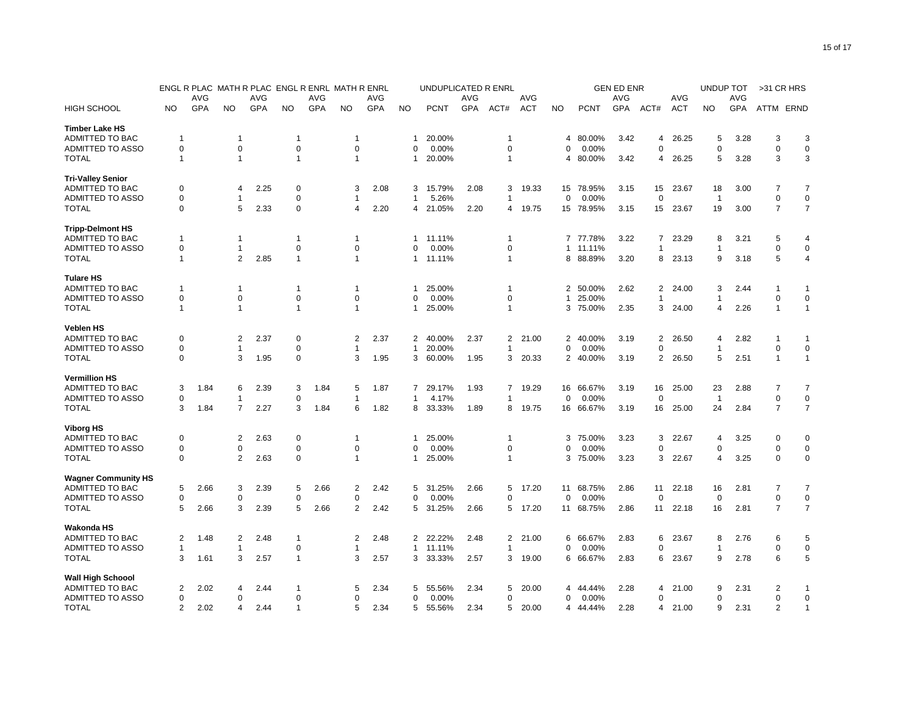| HIGH SCHOOL | ENGL R PLAC NO | ENGL R PLAC AVG GPA | MATH R PLAC NO | MATH R PLAC AVG GPA | ENGL R ENRL NO | ENGL R ENRL AVG GPA | MATH R ENRL NO | MATH R ENRL AVG GPA | UNDUPLICATED R ENRL NO | UNDUPLICATED R ENRL PCNT | UNDUPLICATED R ENRL AVG GPA | UNDUPLICATED R ENRL ACT# | UNDUPLICATED R ENRL AVG ACT | GEN ED ENR NO | GEN ED ENR PCNT | GEN ED ENR AVG GPA | GEN ED ENR ACT# | GEN ED ENR AVG ACT | UNDUP TOT NO | UNDUP TOT AVG GPA | >31 CR HRS ATTM | >31 CR HRS ERND |
|---|---|---|---|---|---|---|---|---|---|---|---|---|---|---|---|---|---|---|---|---|---|---|
| **Timber Lake HS** | | | | | | | | | | | | | | | | | | | | | | |
| ADMITTED TO BAC | 1 | | 1 | | 1 | | 1 | | 1 | 20.00% | | 1 | | 4 | 80.00% | 3.42 | 4 | 26.25 | 5 | 3.28 | 3 | 3 |
| ADMITTED TO ASSO | 0 | | 0 | | 0 | | 0 | | 0 | 0.00% | | 0 | | 0 | 0.00% | | 0 | | 0 | | 0 | 0 |
| TOTAL | 1 | | 1 | | 1 | | 1 | | 1 | 20.00% | | 1 | | 4 | 80.00% | 3.42 | 4 | 26.25 | 5 | 3.28 | 3 | 3 |
| **Tri-Valley Senior** | | | | | | | | | | | | | | | | | | | | | | |
| ADMITTED TO BAC | 0 | | 4 | 2.25 | 0 | | 3 | 2.08 | 3 | 15.79% | 2.08 | 3 | 19.33 | 15 | 78.95% | 3.15 | 15 | 23.67 | 18 | 3.00 | 7 | 7 |
| ADMITTED TO ASSO | 0 | | 1 | | 0 | | 1 | | 1 | 5.26% | | 1 | | 0 | 0.00% | | 0 | | 1 | | 0 | 0 |
| TOTAL | 0 | | 5 | 2.33 | 0 | | 4 | 2.20 | 4 | 21.05% | 2.20 | 4 | 19.75 | 15 | 78.95% | 3.15 | 15 | 23.67 | 19 | 3.00 | 7 | 7 |
| **Tripp-Delmont HS** | | | | | | | | | | | | | | | | | | | | | | |
| ADMITTED TO BAC | 1 | | 1 | | 1 | | 1 | | 1 | 11.11% | | 1 | | 7 | 77.78% | 3.22 | 7 | 23.29 | 8 | 3.21 | 5 | 4 |
| ADMITTED TO ASSO | 0 | | 1 | | 0 | | 0 | | 0 | 0.00% | | 0 | | 1 | 11.11% | | 1 | | 1 | | 0 | 0 |
| TOTAL | 1 | | 2 | 2.85 | 1 | | 1 | | 1 | 11.11% | | 1 | | 8 | 88.89% | 3.20 | 8 | 23.13 | 9 | 3.18 | 5 | 4 |
| **Tulare HS** | | | | | | | | | | | | | | | | | | | | | | |
| ADMITTED TO BAC | 1 | | 1 | | 1 | | 1 | | 1 | 25.00% | | 1 | | 2 | 50.00% | 2.62 | 2 | 24.00 | 3 | 2.44 | 1 | 1 |
| ADMITTED TO ASSO | 0 | | 0 | | 0 | | 0 | | 0 | 0.00% | | 0 | | 1 | 25.00% | | 1 | | 1 | | 0 | 0 |
| TOTAL | 1 | | 1 | | 1 | | 1 | | 1 | 25.00% | | 1 | | 3 | 75.00% | 2.35 | 3 | 24.00 | 4 | 2.26 | 1 | 1 |
| **Veblen HS** | | | | | | | | | | | | | | | | | | | | | | |
| ADMITTED TO BAC | 0 | | 2 | 2.37 | 0 | | 2 | 2.37 | 2 | 40.00% | 2.37 | 2 | 21.00 | 2 | 40.00% | 3.19 | 2 | 26.50 | 4 | 2.82 | 1 | 1 |
| ADMITTED TO ASSO | 0 | | 1 | | 0 | | 1 | | 1 | 20.00% | | 1 | | 0 | 0.00% | | 0 | | 1 | | 0 | 0 |
| TOTAL | 0 | | 3 | 1.95 | 0 | | 3 | 1.95 | 3 | 60.00% | 1.95 | 3 | 20.33 | 2 | 40.00% | 3.19 | 2 | 26.50 | 5 | 2.51 | 1 | 1 |
| **Vermillion HS** | | | | | | | | | | | | | | | | | | | | | | |
| ADMITTED TO BAC | 3 | 1.84 | 6 | 2.39 | 3 | 1.84 | 5 | 1.87 | 7 | 29.17% | 1.93 | 7 | 19.29 | 16 | 66.67% | 3.19 | 16 | 25.00 | 23 | 2.88 | 7 | 7 |
| ADMITTED TO ASSO | 0 | | 1 | | 0 | | 1 | | 1 | 4.17% | | 1 | | 0 | 0.00% | | 0 | | 1 | | 0 | 0 |
| TOTAL | 3 | 1.84 | 7 | 2.27 | 3 | 1.84 | 6 | 1.82 | 8 | 33.33% | 1.89 | 8 | 19.75 | 16 | 66.67% | 3.19 | 16 | 25.00 | 24 | 2.84 | 7 | 7 |
| **Viborg HS** | | | | | | | | | | | | | | | | | | | | | | |
| ADMITTED TO BAC | 0 | | 2 | 2.63 | 0 | | 1 | | 1 | 25.00% | | 1 | | 3 | 75.00% | 3.23 | 3 | 22.67 | 4 | 3.25 | 0 | 0 |
| ADMITTED TO ASSO | 0 | | 0 | | 0 | | 0 | | 0 | 0.00% | | 0 | | 0 | 0.00% | | 0 | | 0 | | 0 | 0 |
| TOTAL | 0 | | 2 | 2.63 | 0 | | 1 | | 1 | 25.00% | | 1 | | 3 | 75.00% | 3.23 | 3 | 22.67 | 4 | 3.25 | 0 | 0 |
| **Wagner Community HS** | | | | | | | | | | | | | | | | | | | | | | |
| ADMITTED TO BAC | 5 | 2.66 | 3 | 2.39 | 5 | 2.66 | 2 | 2.42 | 5 | 31.25% | 2.66 | 5 | 17.20 | 11 | 68.75% | 2.86 | 11 | 22.18 | 16 | 2.81 | 7 | 7 |
| ADMITTED TO ASSO | 0 | | 0 | | 0 | | 0 | | 0 | 0.00% | | 0 | | 0 | 0.00% | | 0 | | 0 | | 0 | 0 |
| TOTAL | 5 | 2.66 | 3 | 2.39 | 5 | 2.66 | 2 | 2.42 | 5 | 31.25% | 2.66 | 5 | 17.20 | 11 | 68.75% | 2.86 | 11 | 22.18 | 16 | 2.81 | 7 | 7 |
| **Wakonda HS** | | | | | | | | | | | | | | | | | | | | | | |
| ADMITTED TO BAC | 2 | 1.48 | 2 | 2.48 | 1 | | 2 | 2.48 | 2 | 22.22% | 2.48 | 2 | 21.00 | 6 | 66.67% | 2.83 | 6 | 23.67 | 8 | 2.76 | 6 | 5 |
| ADMITTED TO ASSO | 1 | | 1 | | 0 | | 1 | | 1 | 11.11% | | 1 | | 0 | 0.00% | | 0 | | 1 | | 0 | 0 |
| TOTAL | 3 | 1.61 | 3 | 2.57 | 1 | | 3 | 2.57 | 3 | 33.33% | 2.57 | 3 | 19.00 | 6 | 66.67% | 2.83 | 6 | 23.67 | 9 | 2.78 | 6 | 5 |
| **Wall High Schoool** | | | | | | | | | | | | | | | | | | | | | | |
| ADMITTED TO BAC | 2 | 2.02 | 4 | 2.44 | 1 | | 5 | 2.34 | 5 | 55.56% | 2.34 | 5 | 20.00 | 4 | 44.44% | 2.28 | 4 | 21.00 | 9 | 2.31 | 2 | 1 |
| ADMITTED TO ASSO | 0 | | 0 | | 0 | | 0 | | 0 | 0.00% | | 0 | | 0 | 0.00% | | 0 | | 0 | | 0 | 0 |
| TOTAL | 2 | 2.02 | 4 | 2.44 | 1 | | 5 | 2.34 | 5 | 55.56% | 2.34 | 5 | 20.00 | 4 | 44.44% | 2.28 | 4 | 21.00 | 9 | 2.31 | 2 | 1 |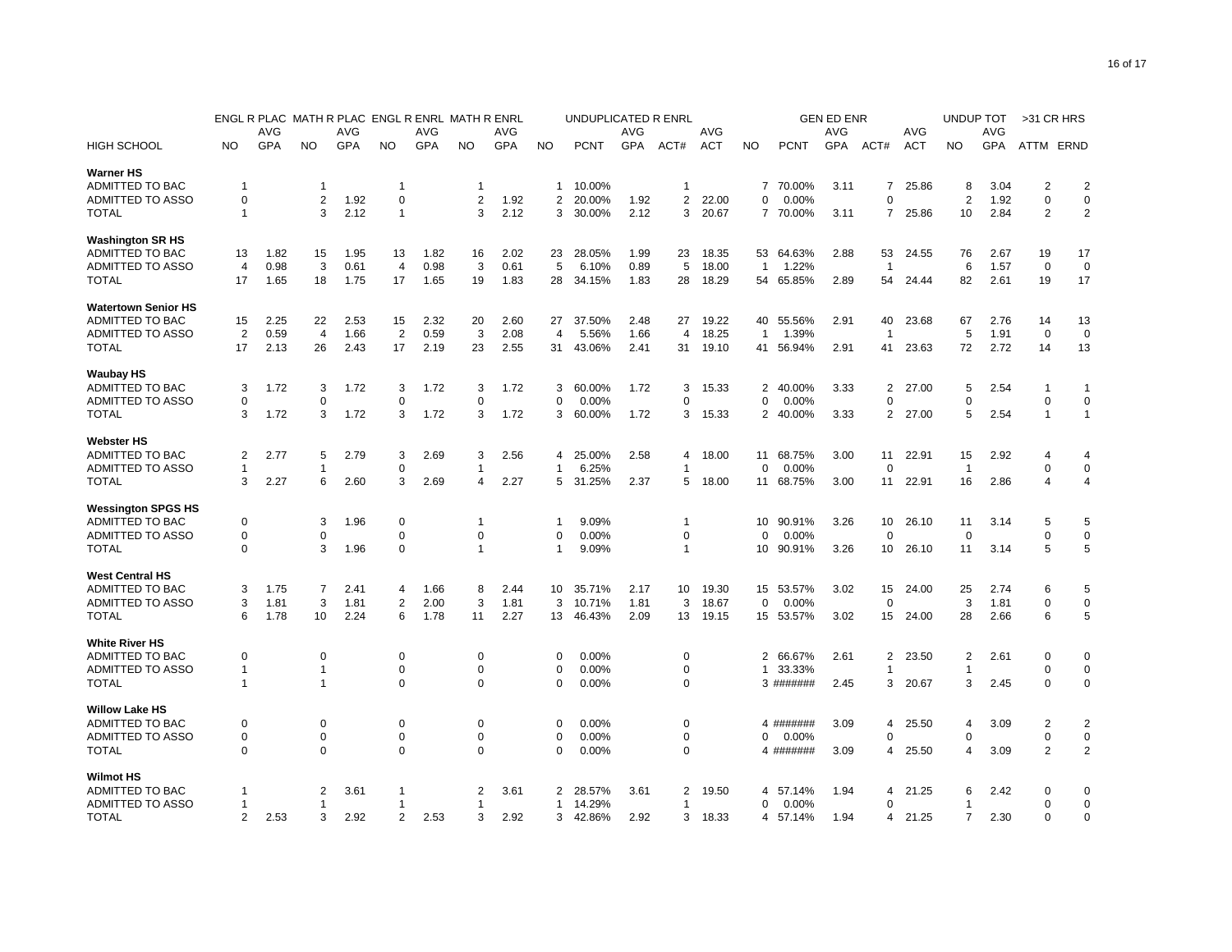| HIGH SCHOOL | ENGL R PLAC NO | ENGL R PLAC AVG GPA | MATH R PLAC NO | MATH R PLAC AVG GPA | ENGL R ENRL NO | ENGL R ENRL AVG GPA | MATH R ENRL NO | MATH R ENRL AVG GPA | UNDUPLICATED R ENRL NO | UNDUPLICATED R ENRL PCNT | UNDUPLICATED R ENRL AVG GPA | UNDUPLICATED R ENRL ACT# | UNDUPLICATED R ENRL AVG ACT | GEN ED ENR NO | GEN ED ENR PCNT | GEN ED ENR AVG GPA | GEN ED ENR ACT# | GEN ED ENR AVG ACT | UNDUP TOT NO | UNDUP TOT AVG GPA | >31 CR HRS ATTM | >31 CR HRS ERND |
|---|---|---|---|---|---|---|---|---|---|---|---|---|---|---|---|---|---|---|---|---|---|---|
| **Warner HS** | | | | | | | | | | | | | | | | | | | | | | |
| ADMITTED TO BAC | 1 | | 1 | | 1 | | 1 | | 1 | 10.00% | | 1 | | 7 | 70.00% | 3.11 | 7 | 25.86 | 8 | 3.04 | 2 | 2 |
| ADMITTED TO ASSO | 0 | | 2 | 1.92 | 0 | | 2 | 1.92 | 2 | 20.00% | 1.92 | 2 | 22.00 | 0 | 0.00% | | 0 | | 2 | 1.92 | 0 | 0 |
| TOTAL | 1 | | 3 | 2.12 | 1 | | 3 | 2.12 | 3 | 30.00% | 2.12 | 3 | 20.67 | 7 | 70.00% | 3.11 | 7 | 25.86 | 10 | 2.84 | 2 | 2 |
| **Washington SR HS** | | | | | | | | | | | | | | | | | | | | | | |
| ADMITTED TO BAC | 13 | 1.82 | 15 | 1.95 | 13 | 1.82 | 16 | 2.02 | 23 | 28.05% | 1.99 | 23 | 18.35 | 53 | 64.63% | 2.88 | 53 | 24.55 | 76 | 2.67 | 19 | 17 |
| ADMITTED TO ASSO | 4 | 0.98 | 3 | 0.61 | 4 | 0.98 | 3 | 0.61 | 5 | 6.10% | 0.89 | 5 | 18.00 | 1 | 1.22% | | 1 | | 6 | 1.57 | 0 | 0 |
| TOTAL | 17 | 1.65 | 18 | 1.75 | 17 | 1.65 | 19 | 1.83 | 28 | 34.15% | 1.83 | 28 | 18.29 | 54 | 65.85% | 2.89 | 54 | 24.44 | 82 | 2.61 | 19 | 17 |
| **Watertown Senior HS** | | | | | | | | | | | | | | | | | | | | | | |
| ADMITTED TO BAC | 15 | 2.25 | 22 | 2.53 | 15 | 2.32 | 20 | 2.60 | 27 | 37.50% | 2.48 | 27 | 19.22 | 40 | 55.56% | 2.91 | 40 | 23.68 | 67 | 2.76 | 14 | 13 |
| ADMITTED TO ASSO | 2 | 0.59 | 4 | 1.66 | 2 | 0.59 | 3 | 2.08 | 4 | 5.56% | 1.66 | 4 | 18.25 | 1 | 1.39% | | 1 | | 5 | 1.91 | 0 | 0 |
| TOTAL | 17 | 2.13 | 26 | 2.43 | 17 | 2.19 | 23 | 2.55 | 31 | 43.06% | 2.41 | 31 | 19.10 | 41 | 56.94% | 2.91 | 41 | 23.63 | 72 | 2.72 | 14 | 13 |
| **Waubay HS** | | | | | | | | | | | | | | | | | | | | | | |
| ADMITTED TO BAC | 3 | 1.72 | 3 | 1.72 | 3 | 1.72 | 3 | 1.72 | 3 | 60.00% | 1.72 | 3 | 15.33 | 2 | 40.00% | 3.33 | 2 | 27.00 | 5 | 2.54 | 1 | 1 |
| ADMITTED TO ASSO | 0 | | 0 | | 0 | | 0 | | 0 | 0.00% | | 0 | | 0 | 0.00% | | 0 | | 0 | | 0 | 0 |
| TOTAL | 3 | 1.72 | 3 | 1.72 | 3 | 1.72 | 3 | 1.72 | 3 | 60.00% | 1.72 | 3 | 15.33 | 2 | 40.00% | 3.33 | 2 | 27.00 | 5 | 2.54 | 1 | 1 |
| **Webster HS** | | | | | | | | | | | | | | | | | | | | | | |
| ADMITTED TO BAC | 2 | 2.77 | 5 | 2.79 | 3 | 2.69 | 3 | 2.56 | 4 | 25.00% | 2.58 | 4 | 18.00 | 11 | 68.75% | 3.00 | 11 | 22.91 | 15 | 2.92 | 4 | 4 |
| ADMITTED TO ASSO | 1 | | 1 | | 0 | | 1 | | 1 | 6.25% | | 1 | | 0 | 0.00% | | 0 | | 1 | | 0 | 0 |
| TOTAL | 3 | 2.27 | 6 | 2.60 | 3 | 2.69 | 4 | 2.27 | 5 | 31.25% | 2.37 | 5 | 18.00 | 11 | 68.75% | 3.00 | 11 | 22.91 | 16 | 2.86 | 4 | 4 |
| **Wessington SPGS HS** | | | | | | | | | | | | | | | | | | | | | | |
| ADMITTED TO BAC | 0 | | 3 | 1.96 | 0 | | 1 | | 1 | 9.09% | | 1 | | 10 | 90.91% | 3.26 | 10 | 26.10 | 11 | 3.14 | 5 | 5 |
| ADMITTED TO ASSO | 0 | | 0 | | 0 | | 0 | | 0 | 0.00% | | 0 | | 0 | 0.00% | | 0 | | 0 | | 0 | 0 |
| TOTAL | 0 | | 3 | 1.96 | 0 | | 1 | | 1 | 9.09% | | 1 | | 10 | 90.91% | 3.26 | 10 | 26.10 | 11 | 3.14 | 5 | 5 |
| **West Central HS** | | | | | | | | | | | | | | | | | | | | | | |
| ADMITTED TO BAC | 3 | 1.75 | 7 | 2.41 | 4 | 1.66 | 8 | 2.44 | 10 | 35.71% | 2.17 | 10 | 19.30 | 15 | 53.57% | 3.02 | 15 | 24.00 | 25 | 2.74 | 6 | 5 |
| ADMITTED TO ASSO | 3 | 1.81 | 3 | 1.81 | 2 | 2.00 | 3 | 1.81 | 3 | 10.71% | 1.81 | 3 | 18.67 | 0 | 0.00% | | 0 | | 3 | 1.81 | 0 | 0 |
| TOTAL | 6 | 1.78 | 10 | 2.24 | 6 | 1.78 | 11 | 2.27 | 13 | 46.43% | 2.09 | 13 | 19.15 | 15 | 53.57% | 3.02 | 15 | 24.00 | 28 | 2.66 | 6 | 5 |
| **White River HS** | | | | | | | | | | | | | | | | | | | | | | |
| ADMITTED TO BAC | 0 | | 0 | | 0 | | 0 | | 0 | 0.00% | | 0 | | 2 | 66.67% | 2.61 | 2 | 23.50 | 2 | 2.61 | 0 | 0 |
| ADMITTED TO ASSO | 1 | | 1 | | 0 | | 0 | | 0 | 0.00% | | 0 | | 1 | 33.33% | | 1 | | 1 | | 0 | 0 |
| TOTAL | 1 | | 1 | | 0 | | 0 | | 0 | 0.00% | | 0 | | 3 | ####### | 2.45 | 3 | 20.67 | 3 | 2.45 | 0 | 0 |
| **Willow Lake HS** | | | | | | | | | | | | | | | | | | | | | | |
| ADMITTED TO BAC | 0 | | 0 | | 0 | | 0 | | 0 | 0.00% | | 0 | | 4 | ####### | 3.09 | 4 | 25.50 | 4 | 3.09 | 2 | 2 |
| ADMITTED TO ASSO | 0 | | 0 | | 0 | | 0 | | 0 | 0.00% | | 0 | | 0 | 0.00% | | 0 | | 0 | | 0 | 0 |
| TOTAL | 0 | | 0 | | 0 | | 0 | | 0 | 0.00% | | 0 | | 4 | ####### | 3.09 | 4 | 25.50 | 4 | 3.09 | 2 | 2 |
| **Wilmot HS** | | | | | | | | | | | | | | | | | | | | | | |
| ADMITTED TO BAC | 1 | | 2 | 3.61 | 1 | | 2 | 3.61 | 2 | 28.57% | 3.61 | 2 | 19.50 | 4 | 57.14% | 1.94 | 4 | 21.25 | 6 | 2.42 | 0 | 0 |
| ADMITTED TO ASSO | 1 | | 1 | | 1 | | 1 | | 1 | 14.29% | | 1 | | 0 | 0.00% | | 0 | | 1 | | 0 | 0 |
| TOTAL | 2 | 2.53 | 3 | 2.92 | 2 | 2.53 | 3 | 2.92 | 3 | 42.86% | 2.92 | 3 | 18.33 | 4 | 57.14% | 1.94 | 4 | 21.25 | 7 | 2.30 | 0 | 0 |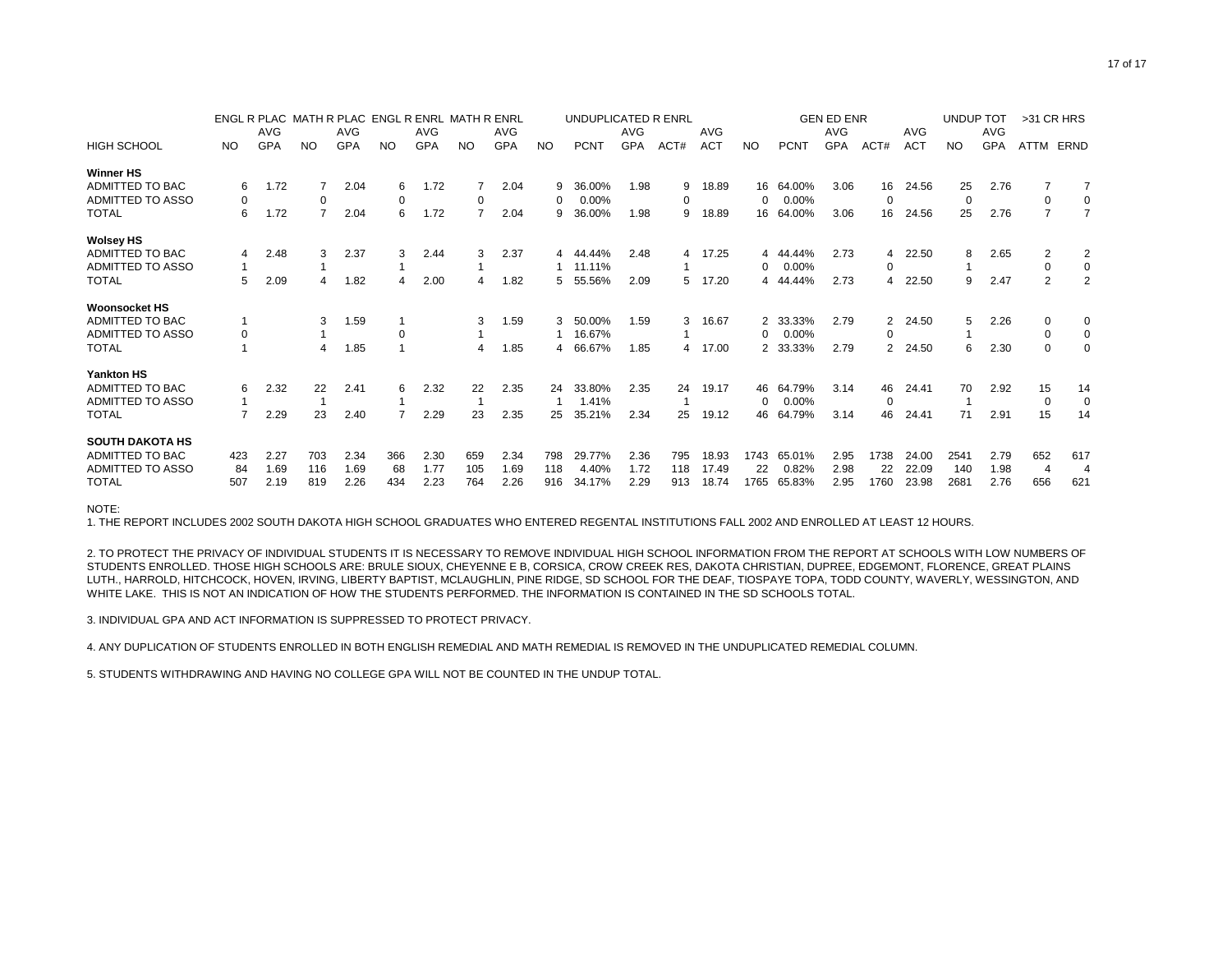| | ENGL R PLAC | | MATH R PLAC | | ENGL R ENRL | | MATH R ENRL | | UNDUPLICATED R ENRL | | | | | GEN ED ENR | | | | | UNDUP TOT | | >31 CR HRS | |
|---|---|---|---|---|---|---|---|---|---|---|---|---|---|---|---|---|---|---|---|---|---|---|
| HIGH SCHOOL | NO | AVG GPA | NO | AVG GPA | NO | AVG GPA | NO | AVG GPA | NO | PCNT | AVG GPA | ACT# | AVG ACT | NO | PCNT | AVG GPA | ACT# | AVG ACT | NO | AVG GPA | ATTM | ERND |
| **Winner HS** | | | | | | | | | | | | | | | | | | | | | | |
| ADMITTED TO BAC | 6 | 1.72 | 7 | 2.04 | 6 | 1.72 | 7 | 2.04 | 9 | 36.00% | 1.98 | 9 | 18.89 | 16 | 64.00% | 3.06 | 16 | 24.56 | 25 | 2.76 | 7 | 7 |
| ADMITTED TO ASSO | 0 | | 0 | | 0 | | 0 | | 0 | 0.00% | | 0 | | 0 | 0.00% | | 0 | | 0 | | 0 | 0 |
| TOTAL | 6 | 1.72 | 7 | 2.04 | 6 | 1.72 | 7 | 2.04 | 9 | 36.00% | 1.98 | 9 | 18.89 | 16 | 64.00% | 3.06 | 16 | 24.56 | 25 | 2.76 | 7 | 7 |
| **Wolsey HS** | | | | | | | | | | | | | | | | | | | | | | |
| ADMITTED TO BAC | 4 | 2.48 | 3 | 2.37 | 3 | 2.44 | 3 | 2.37 | 4 | 44.44% | 2.48 | 4 | 17.25 | 4 | 44.44% | 2.73 | 4 | 22.50 | 8 | 2.65 | 2 | 2 |
| ADMITTED TO ASSO | 1 | | 1 | | 1 | | 1 | | 1 | 11.11% | | 1 | | 0 | 0.00% | | 0 | | 1 | | 0 | 0 |
| TOTAL | 5 | 2.09 | 4 | 1.82 | 4 | 2.00 | 4 | 1.82 | 5 | 55.56% | 2.09 | 5 | 17.20 | 4 | 44.44% | 2.73 | 4 | 22.50 | 9 | 2.47 | 2 | 2 |
| **Woonsocket HS** | | | | | | | | | | | | | | | | | | | | | | |
| ADMITTED TO BAC | 1 | | 3 | 1.59 | 1 | | 3 | 1.59 | 3 | 50.00% | 1.59 | 3 | 16.67 | 2 | 33.33% | 2.79 | 2 | 24.50 | 5 | 2.26 | 0 | 0 |
| ADMITTED TO ASSO | 0 | | 1 | | 0 | | 1 | | 1 | 16.67% | | 1 | | 0 | 0.00% | | 0 | | 1 | | 0 | 0 |
| TOTAL | 1 | | 4 | 1.85 | 1 | | 4 | 1.85 | 4 | 66.67% | 1.85 | 4 | 17.00 | 2 | 33.33% | 2.79 | 2 | 24.50 | 6 | 2.30 | 0 | 0 |
| **Yankton HS** | | | | | | | | | | | | | | | | | | | | | | |
| ADMITTED TO BAC | 6 | 2.32 | 22 | 2.41 | 6 | 2.32 | 22 | 2.35 | 24 | 33.80% | 2.35 | 24 | 19.17 | 46 | 64.79% | 3.14 | 46 | 24.41 | 70 | 2.92 | 15 | 14 |
| ADMITTED TO ASSO | 1 | | 1 | | 1 | | 1 | | 1 | 1.41% | | 1 | | 0 | 0.00% | | 0 | | 1 | | 0 | 0 |
| TOTAL | 7 | 2.29 | 23 | 2.40 | 7 | 2.29 | 23 | 2.35 | 25 | 35.21% | 2.34 | 25 | 19.12 | 46 | 64.79% | 3.14 | 46 | 24.41 | 71 | 2.91 | 15 | 14 |
| **SOUTH DAKOTA HS** | | | | | | | | | | | | | | | | | | | | | | |
| ADMITTED TO BAC | 423 | 2.27 | 703 | 2.34 | 366 | 2.30 | 659 | 2.34 | 798 | 29.77% | 2.36 | 795 | 18.93 | 1743 | 65.01% | 2.95 | 1738 | 24.00 | 2541 | 2.79 | 652 | 617 |
| ADMITTED TO ASSO | 84 | 1.69 | 116 | 1.69 | 68 | 1.77 | 105 | 1.69 | 118 | 4.40% | 1.72 | 118 | 17.49 | 22 | 0.82% | 2.98 | 22 | 22.09 | 140 | 1.98 | 4 | 4 |
| TOTAL | 507 | 2.19 | 819 | 2.26 | 434 | 2.23 | 764 | 2.26 | 916 | 34.17% | 2.29 | 913 | 18.74 | 1765 | 65.83% | 2.95 | 1760 | 23.98 | 2681 | 2.76 | 656 | 621 |

NOTE:

1. THE REPORT INCLUDES 2002 SOUTH DAKOTA HIGH SCHOOL GRADUATES WHO ENTERED REGENTAL INSTITUTIONS FALL 2002 AND ENROLLED AT LEAST 12 HOURS.

2. TO PROTECT THE PRIVACY OF INDIVIDUAL STUDENTS IT IS NECESSARY TO REMOVE INDIVIDUAL HIGH SCHOOL INFORMATION FROM THE REPORT AT SCHOOLS WITH LOW NUMBERS OF STUDENTS ENROLLED. THOSE HIGH SCHOOLS ARE: BRULE SIOUX, CHEYENNE E B, CORSICA, CROW CREEK RES, DAKOTA CHRISTIAN, DUPREE, EDGEMONT, FLORENCE, GREAT PLAINS LUTH., HARROLD, HITCHCOCK, HOVEN, IRVING, LIBERTY BAPTIST, MCLAUGHLIN, PINE RIDGE, SD SCHOOL FOR THE DEAF, TIOSPAYE TOPA, TODD COUNTY, WAVERLY, WESSINGTON, AND WHITE LAKE. THIS IS NOT AN INDICATION OF HOW THE STUDENTS PERFORMED. THE INFORMATION IS CONTAINED IN THE SD SCHOOLS TOTAL.

3. INDIVIDUAL GPA AND ACT INFORMATION IS SUPPRESSED TO PROTECT PRIVACY.

4. ANY DUPLICATION OF STUDENTS ENROLLED IN BOTH ENGLISH REMEDIAL AND MATH REMEDIAL IS REMOVED IN THE UNDUPLICATED REMEDIAL COLUMN.

5. STUDENTS WITHDRAWING AND HAVING NO COLLEGE GPA WILL NOT BE COUNTED IN THE UNDUP TOTAL.